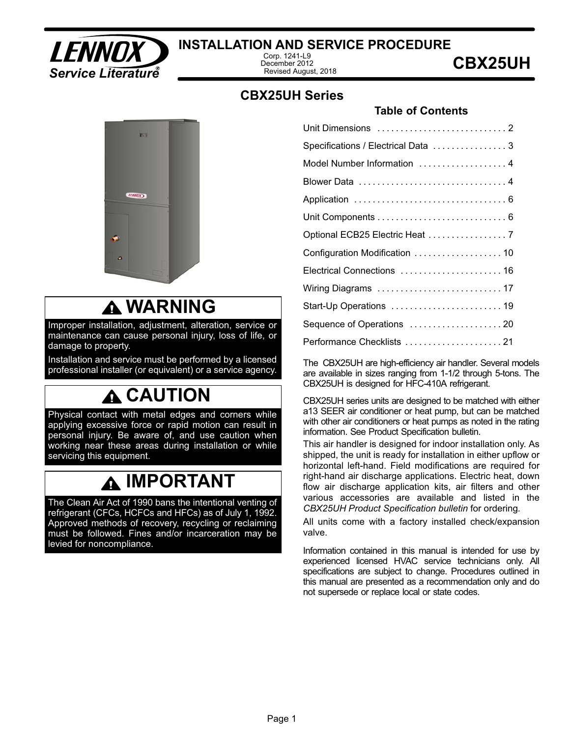# INSTALLATION AND SERVICE PROCEDURE

Corp. 1241-L9
December 2012
Revised August, 2018

**CBX25UH**

LENNOX Service Literature®

## CBX25UH Series

### Table of Contents

Unit Dimensions . . . . . . . . . . . . . . . . . . . . . . . . . . . . 2
Specifications / Electrical Data . . . . . . . . . . . . . . . . 3
Model Number Information . . . . . . . . . . . . . . . . . . . 4
Blower Data . . . . . . . . . . . . . . . . . . . . . . . . . . . . . . . . 4
Application . . . . . . . . . . . . . . . . . . . . . . . . . . . . . . . . 6
Unit Components . . . . . . . . . . . . . . . . . . . . . . . . . . . 6
Optional ECB25 Electric Heat . . . . . . . . . . . . . . . . . 7
Configuration Modification . . . . . . . . . . . . . . . . . . . 10
Electrical Connections . . . . . . . . . . . . . . . . . . . . . . 16
Wiring Diagrams . . . . . . . . . . . . . . . . . . . . . . . . . . 17
Start-Up Operations . . . . . . . . . . . . . . . . . . . . . . . . 19
Sequence of Operations . . . . . . . . . . . . . . . . . . . . 20
Performance Checklists . . . . . . . . . . . . . . . . . . . . . 21

## ⚠ WARNING

Improper installation, adjustment, alteration, service or maintenance can cause personal injury, loss of life, or damage to property.

Installation and service must be performed by a licensed professional installer (or equivalent) or a service agency.

## ⚠ CAUTION

Physical contact with metal edges and corners while applying excessive force or rapid motion can result in personal injury. Be aware of, and use caution when working near these areas during installation or while servicing this equipment.

## ⚠ IMPORTANT

The Clean Air Act of 1990 bans the intentional venting of refrigerant (CFCs, HCFCs and HFCs) as of July 1, 1992. Approved methods of recovery, recycling or reclaiming must be followed. Fines and/or incarceration may be levied for noncompliance.

The CBX25UH are high-efficiency air handler. Several models are available in sizes ranging from 1-1/2 through 5-tons. The CBX25UH is designed for HFC-410A refrigerant.

CBX25UH series units are designed to be matched with either a13 SEER air conditioner or heat pump, but can be matched with other air conditioners or heat pumps as noted in the rating information. See Product Specification bulletin.

This air handler is designed for indoor installation only. As shipped, the unit is ready for installation in either upflow or horizontal left-hand. Field modifications are required for right-hand air discharge applications. Electric heat, down flow air discharge application kits, air filters and other various accessories are available and listed in the *CBX25UH Product Specification bulletin* for ordering.

All units come with a factory installed check/expansion valve.

Information contained in this manual is intended for use by experienced licensed HVAC service technicians only. All specifications are subject to change. Procedures outlined in this manual are presented as a recommendation only and do not supersede or replace local or state codes.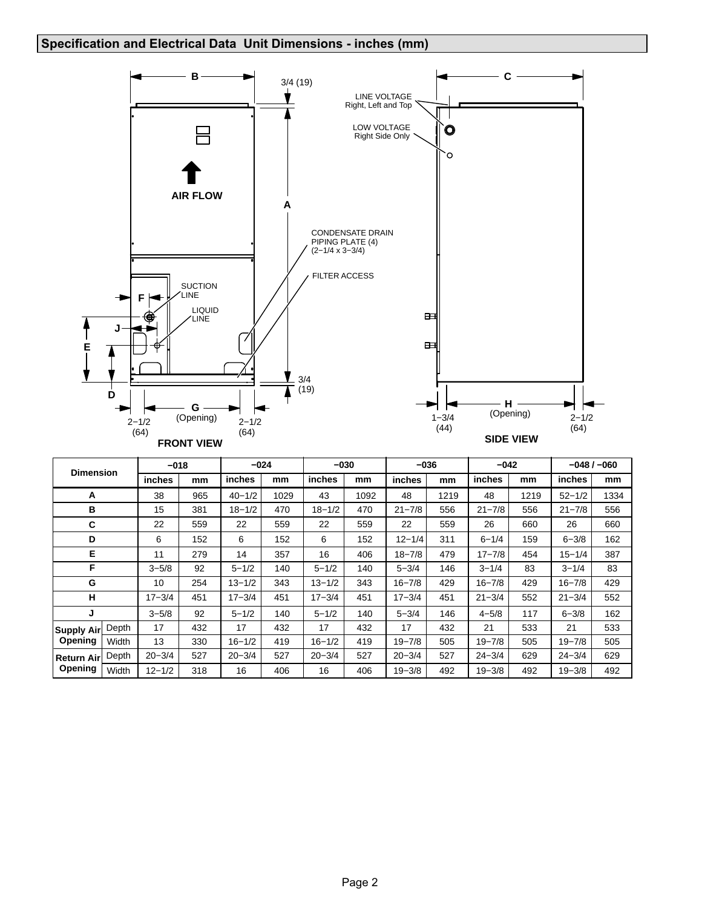## Specification and Electrical Data Unit Dimensions - inches (mm)

FRONT VIEW

SIDE VIEW

| Dimension | | −018 | | −024 | | −030 | | −036 | | −042 | | −048 / −060 | |
|---|---|---|---|---|---|---|---|---|---|---|---|---|---|
| | | inches | mm | inches | mm | inches | mm | inches | mm | inches | mm | inches | mm |
| A | | 38 | 965 | 40−1/2 | 1029 | 43 | 1092 | 48 | 1219 | 48 | 1219 | 52−1/2 | 1334 |
| B | | 15 | 381 | 18−1/2 | 470 | 18−1/2 | 470 | 21−7/8 | 556 | 21−7/8 | 556 | 21−7/8 | 556 |
| C | | 22 | 559 | 22 | 559 | 22 | 559 | 22 | 559 | 26 | 660 | 26 | 660 |
| D | | 6 | 152 | 6 | 152 | 6 | 152 | 12−1/4 | 311 | 6−1/4 | 159 | 6−3/8 | 162 |
| E | | 11 | 279 | 14 | 357 | 16 | 406 | 18−7/8 | 479 | 17−7/8 | 454 | 15−1/4 | 387 |
| F | | 3−5/8 | 92 | 5−1/2 | 140 | 5−1/2 | 140 | 5−3/4 | 146 | 3−1/4 | 83 | 3−1/4 | 83 |
| G | | 10 | 254 | 13−1/2 | 343 | 13−1/2 | 343 | 16−7/8 | 429 | 16−7/8 | 429 | 16−7/8 | 429 |
| H | | 17−3/4 | 451 | 17−3/4 | 451 | 17−3/4 | 451 | 17−3/4 | 451 | 21−3/4 | 552 | 21−3/4 | 552 |
| J | | 3−5/8 | 92 | 5−1/2 | 140 | 5−1/2 | 140 | 5−3/4 | 146 | 4−5/8 | 117 | 6−3/8 | 162 |
| Supply Air Opening | Depth | 17 | 432 | 17 | 432 | 17 | 432 | 17 | 432 | 21 | 533 | 21 | 533 |
| | Width | 13 | 330 | 16−1/2 | 419 | 16−1/2 | 419 | 19−7/8 | 505 | 19−7/8 | 505 | 19−7/8 | 505 |
| Return Air Opening | Depth | 20−3/4 | 527 | 20−3/4 | 527 | 20−3/4 | 527 | 20−3/4 | 527 | 24−3/4 | 629 | 24−3/4 | 629 |
| | Width | 12−1/2 | 318 | 16 | 406 | 16 | 406 | 19−3/8 | 492 | 19−3/8 | 492 | 19−3/8 | 492 |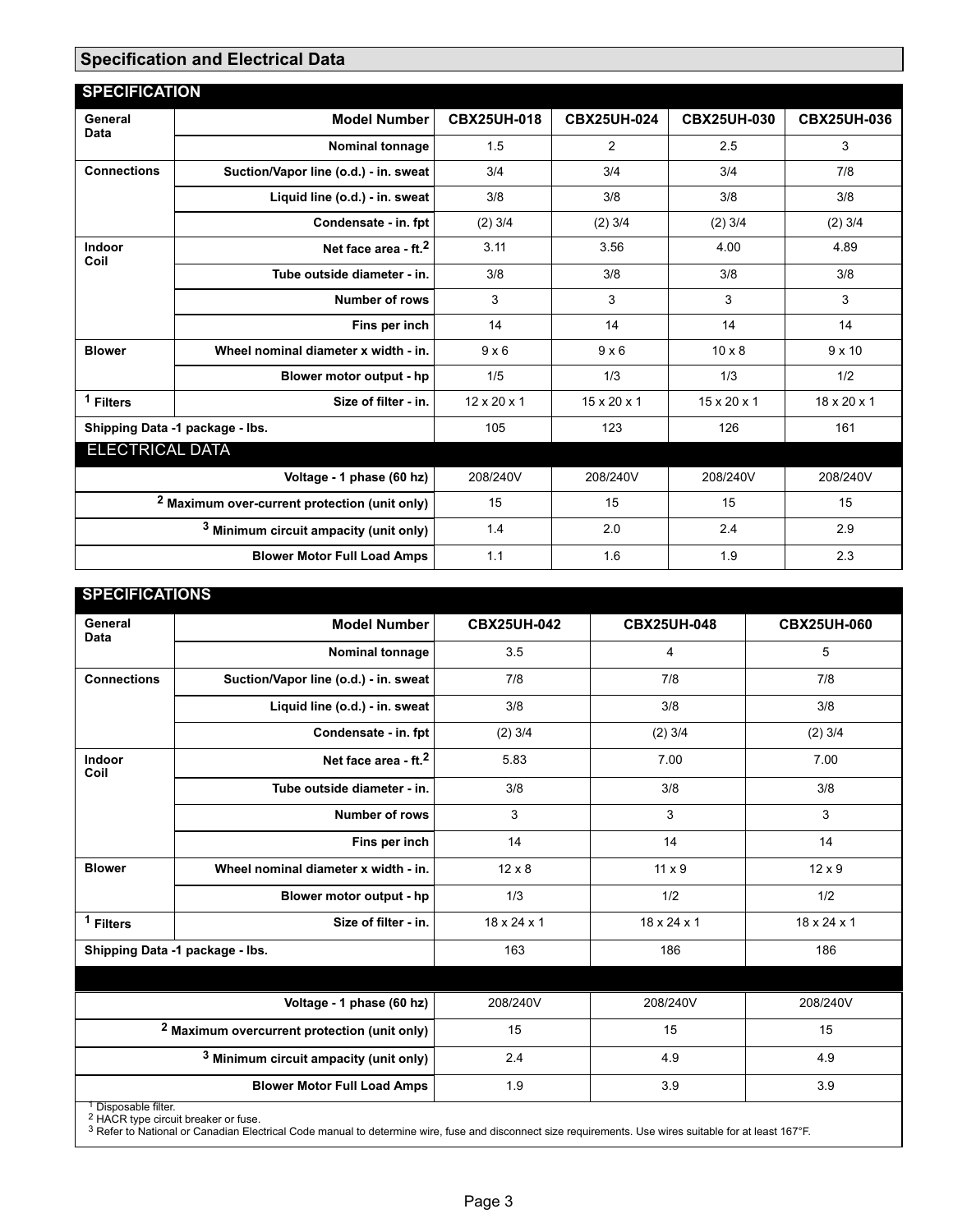## Specification and Electrical Data

### SPECIFICATION

| General Data | Model Number | CBX25UH-018 | CBX25UH-024 | CBX25UH-030 | CBX25UH-036 |
|---|---|---|---|---|---|
| | Nominal tonnage | 1.5 | 2 | 2.5 | 3 |
| Connections | Suction/Vapor line (o.d.) - in. sweat | 3/4 | 3/4 | 3/4 | 7/8 |
| | Liquid line (o.d.) - in. sweat | 3/8 | 3/8 | 3/8 | 3/8 |
| | Condensate - in. fpt | (2) 3/4 | (2) 3/4 | (2) 3/4 | (2) 3/4 |
| Indoor Coil | Net face area - ft.[2] | 3.11 | 3.56 | 4.00 | 4.89 |
| | Tube outside diameter - in. | 3/8 | 3/8 | 3/8 | 3/8 |
| | Number of rows | 3 | 3 | 3 | 3 |
| | Fins per inch | 14 | 14 | 14 | 14 |
| Blower | Wheel nominal diameter x width - in. | 9 x 6 | 9 x 6 | 10 x 8 | 9 x 10 |
| | Blower motor output - hp | 1/5 | 1/3 | 1/3 | 1/2 |
| [1] Filters | Size of filter - in. | 12 x 20 x 1 | 15 x 20 x 1 | 15 x 20 x 1 | 18 x 20 x 1 |
| Shipping Data -1 package - lbs. | | 105 | 123 | 126 | 161 |
| **ELECTRICAL DATA** | | | | | |
| | Voltage - 1 phase (60 hz) | 208/240V | 208/240V | 208/240V | 208/240V |
| | [2] Maximum over-current protection (unit only) | 15 | 15 | 15 | 15 |
| | [3] Minimum circuit ampacity (unit only) | 1.4 | 2.0 | 2.4 | 2.9 |
| | Blower Motor Full Load Amps | 1.1 | 1.6 | 1.9 | 2.3 |

### SPECIFICATIONS

| General Data | Model Number | CBX25UH-042 | CBX25UH-048 | CBX25UH-060 |
|---|---|---|---|---|
| | Nominal tonnage | 3.5 | 4 | 5 |
| Connections | Suction/Vapor line (o.d.) - in. sweat | 7/8 | 7/8 | 7/8 |
| | Liquid line (o.d.) - in. sweat | 3/8 | 3/8 | 3/8 |
| | Condensate - in. fpt | (2) 3/4 | (2) 3/4 | (2) 3/4 |
| Indoor Coil | Net face area - ft.[2] | 5.83 | 7.00 | 7.00 |
| | Tube outside diameter - in. | 3/8 | 3/8 | 3/8 |
| | Number of rows | 3 | 3 | 3 |
| | Fins per inch | 14 | 14 | 14 |
| Blower | Wheel nominal diameter x width - in. | 12 x 8 | 11 x 9 | 12 x 9 |
| | Blower motor output - hp | 1/3 | 1/2 | 1/2 |
| [1] Filters | Size of filter - in. | 18 x 24 x 1 | 18 x 24 x 1 | 18 x 24 x 1 |
| Shipping Data -1 package - lbs. | | 163 | 186 | 186 |
| | Voltage - 1 phase (60 hz) | 208/240V | 208/240V | 208/240V |
| | [2] Maximum overcurrent protection (unit only) | 15 | 15 | 15 |
| | [3] Minimum circuit ampacity (unit only) | 2.4 | 4.9 | 4.9 |
| | Blower Motor Full Load Amps | 1.9 | 3.9 | 3.9 |

[1] Disposable filter.
[2] HACR type circuit breaker or fuse.
[3] Refer to National or Canadian Electrical Code manual to determine wire, fuse and disconnect size requirements. Use wires suitable for at least 167°F.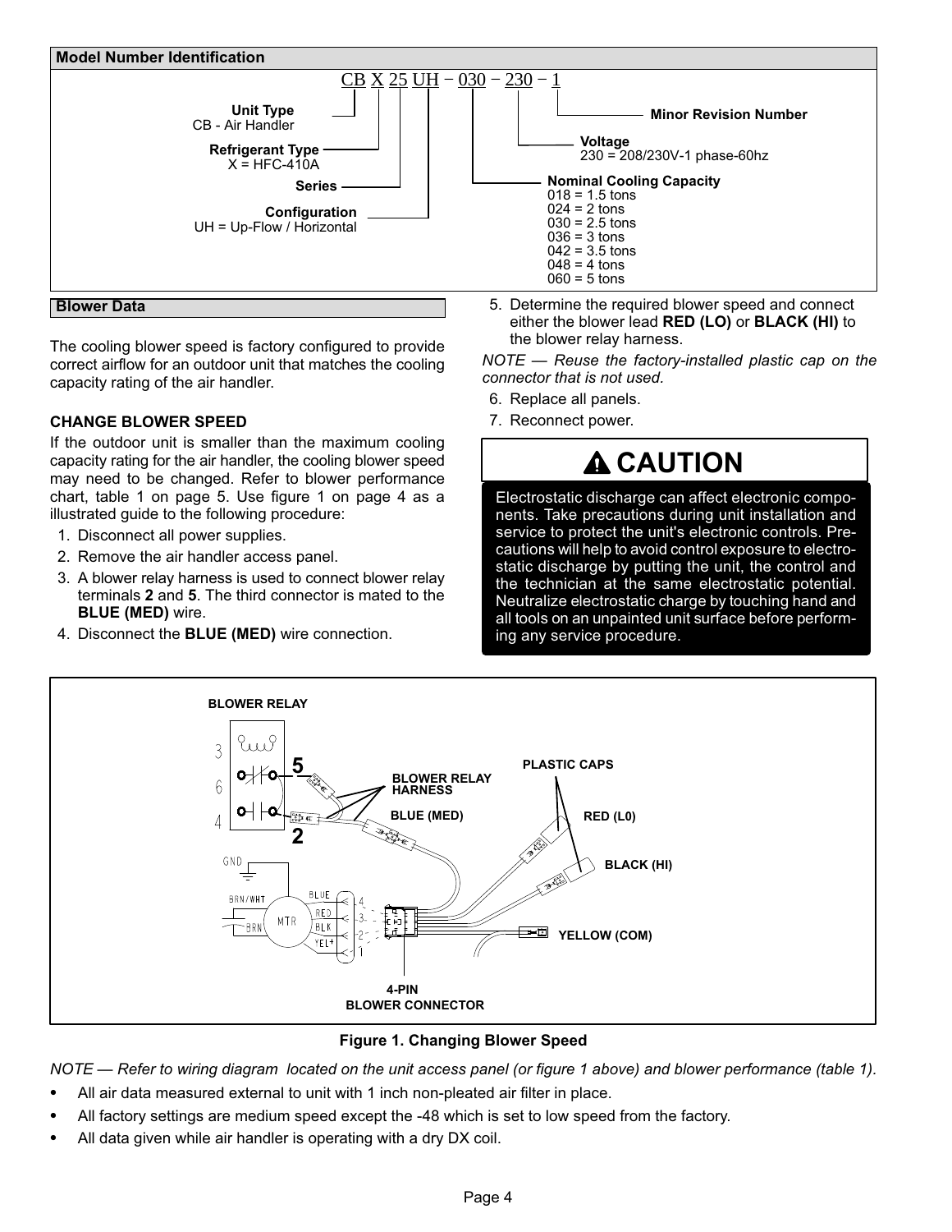## Model Number Identification

CB X 25 UH − 030 − 230 − 1

- **Unit Type**
  CB - Air Handler
- **Refrigerant Type**
  X = HFC-410A
- **Series**
- **Configuration**
  UH = Up-Flow / Horizontal
- **Nominal Cooling Capacity**
  018 = 1.5 tons
  024 = 2 tons
  030 = 2.5 tons
  036 = 3 tons
  042 = 3.5 tons
  048 = 4 tons
  060 = 5 tons
- **Voltage**
  230 = 208/230V-1 phase-60hz
- **Minor Revision Number**

## Blower Data

The cooling blower speed is factory configured to provide correct airflow for an outdoor unit that matches the cooling capacity rating of the air handler.

### CHANGE BLOWER SPEED

If the outdoor unit is smaller than the maximum cooling capacity rating for the air handler, the cooling blower speed may need to be changed. Refer to blower performance chart, table 1 on page 5. Use figure 1 on page 4 as a illustrated guide to the following procedure:

1. Disconnect all power supplies.
2. Remove the air handler access panel.
3. A blower relay harness is used to connect blower relay terminals **2** and **5**. The third connector is mated to the **BLUE (MED)** wire.
4. Disconnect the **BLUE (MED)** wire connection.
5. Determine the required blower speed and connect either the blower lead **RED (LO)** or **BLACK (HI)** to the blower relay harness.

*NOTE — Reuse the factory-installed plastic cap on the connector that is not used.*

6. Replace all panels.
7. Reconnect power.

## ⚠ CAUTION

Electrostatic discharge can affect electronic components. Take precautions during unit installation and service to protect the unit's electronic controls. Precautions will help to avoid control exposure to electrostatic discharge by putting the unit, the control and the technician at the same electrostatic potential. Neutralize electrostatic charge by touching hand and all tools on an unpainted unit surface before performing any service procedure.

BLOWER RELAY
BLOWER RELAY HARNESS
PLASTIC CAPS
BLUE (MED)
RED (L0)
BLACK (HI)
YELLOW (COM)
4-PIN BLOWER CONNECTOR

**Figure 1. Changing Blower Speed**

*NOTE — Refer to wiring diagram located on the unit access panel (or figure 1 above) and blower performance (table 1).*

- All air data measured external to unit with 1 inch non-pleated air filter in place.
- All factory settings are medium speed except the -48 which is set to low speed from the factory.
- All data given while air handler is operating with a dry DX coil.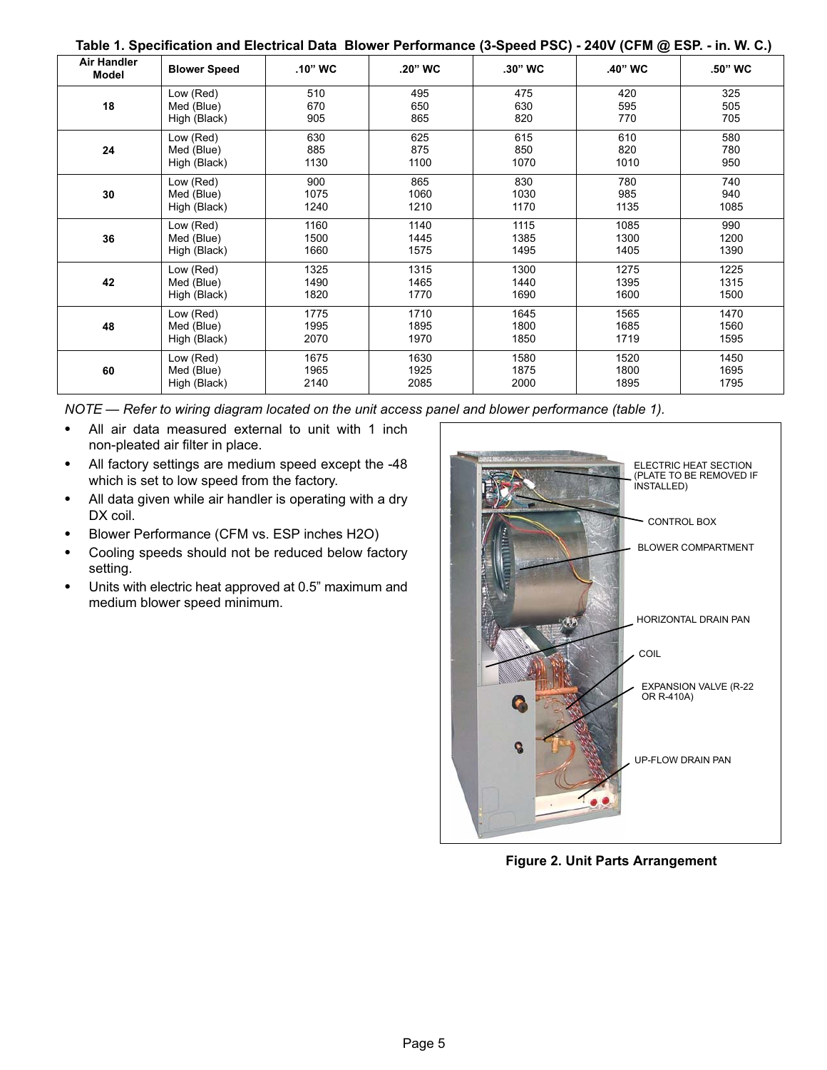**Table 1. Specification and Electrical Data Blower Performance (3-Speed PSC) - 240V (CFM @ ESP. - in. W. C.)**

| Air Handler Model | Blower Speed | .10" WC | .20" WC | .30" WC | .40" WC | .50" WC |
|---|---|---|---|---|---|---|
| 18 | Low (Red) | 510 | 495 | 475 | 420 | 325 |
| | Med (Blue) | 670 | 650 | 630 | 595 | 505 |
| | High (Black) | 905 | 865 | 820 | 770 | 705 |
| 24 | Low (Red) | 630 | 625 | 615 | 610 | 580 |
| | Med (Blue) | 885 | 875 | 850 | 820 | 780 |
| | High (Black) | 1130 | 1100 | 1070 | 1010 | 950 |
| 30 | Low (Red) | 900 | 865 | 830 | 780 | 740 |
| | Med (Blue) | 1075 | 1060 | 1030 | 985 | 940 |
| | High (Black) | 1240 | 1210 | 1170 | 1135 | 1085 |
| 36 | Low (Red) | 1160 | 1140 | 1115 | 1085 | 990 |
| | Med (Blue) | 1500 | 1445 | 1385 | 1300 | 1200 |
| | High (Black) | 1660 | 1575 | 1495 | 1405 | 1390 |
| 42 | Low (Red) | 1325 | 1315 | 1300 | 1275 | 1225 |
| | Med (Blue) | 1490 | 1465 | 1440 | 1395 | 1315 |
| | High (Black) | 1820 | 1770 | 1690 | 1600 | 1500 |
| 48 | Low (Red) | 1775 | 1710 | 1645 | 1565 | 1470 |
| | Med (Blue) | 1995 | 1895 | 1800 | 1685 | 1560 |
| | High (Black) | 2070 | 1970 | 1850 | 1719 | 1595 |
| 60 | Low (Red) | 1675 | 1630 | 1580 | 1520 | 1450 |
| | Med (Blue) | 1965 | 1925 | 1875 | 1800 | 1695 |
| | High (Black) | 2140 | 2085 | 2000 | 1895 | 1795 |

*NOTE — Refer to wiring diagram located on the unit access panel and blower performance (table 1).*

- All air data measured external to unit with 1 inch non-pleated air filter in place.
- All factory settings are medium speed except the -48 which is set to low speed from the factory.
- All data given while air handler is operating with a dry DX coil.
- Blower Performance (CFM vs. ESP inches H2O)
- Cooling speeds should not be reduced below factory setting.
- Units with electric heat approved at 0.5" maximum and medium blower speed minimum.

ELECTRIC HEAT SECTION (PLATE TO BE REMOVED IF INSTALLED)

CONTROL BOX

BLOWER COMPARTMENT

HORIZONTAL DRAIN PAN

COIL

EXPANSION VALVE (R-22 OR R-410A)

UP-FLOW DRAIN PAN

**Figure 2. Unit Parts Arrangement**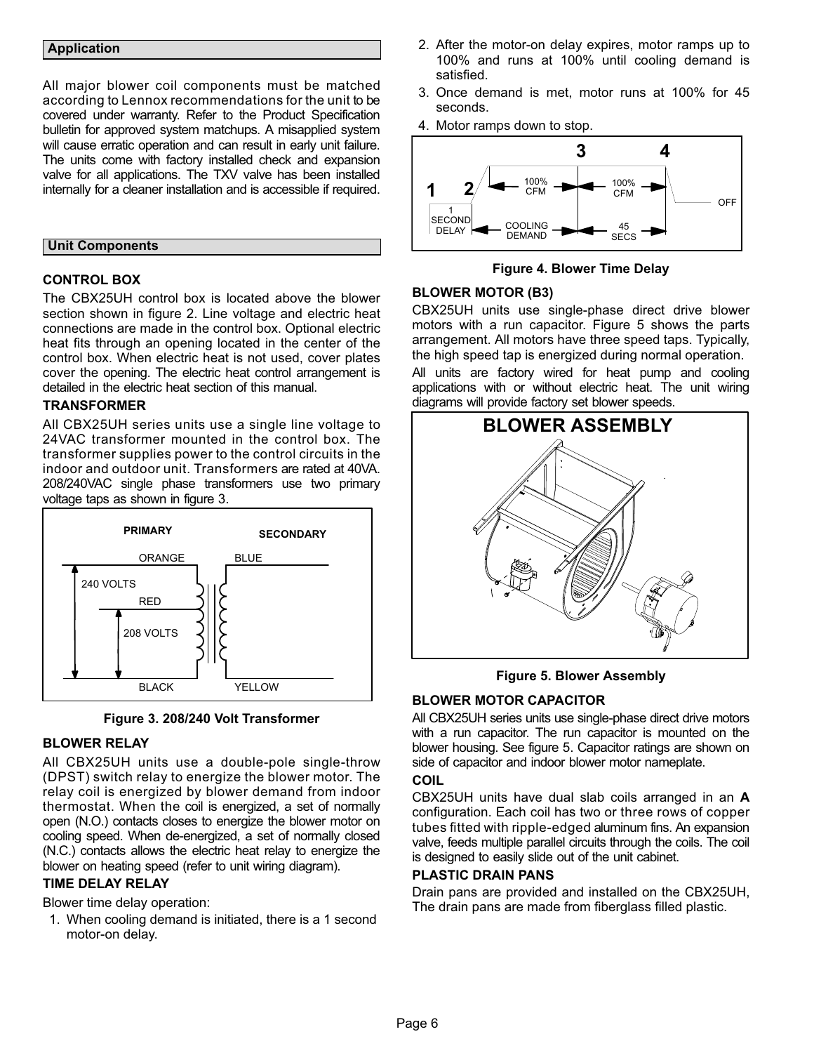## Application

All major blower coil components must be matched according to Lennox recommendations for the unit to be covered under warranty. Refer to the Product Specification bulletin for approved system matchups. A misapplied system will cause erratic operation and can result in early unit failure. The units come with factory installed check and expansion valve for all applications. The TXV valve has been installed internally for a cleaner installation and is accessible if required.

## Unit Components

### CONTROL BOX

The CBX25UH control box is located above the blower section shown in figure 2. Line voltage and electric heat connections are made in the control box. Optional electric heat fits through an opening located in the center of the control box. When electric heat is not used, cover plates cover the opening. The electric heat control arrangement is detailed in the electric heat section of this manual.

### TRANSFORMER

All CBX25UH series units use a single line voltage to 24VAC transformer mounted in the control box. The transformer supplies power to the control circuits in the indoor and outdoor unit. Transformers are rated at 40VA. 208/240VAC single phase transformers use two primary voltage taps as shown in figure 3.

**Figure 3. 208/240 Volt Transformer**

### BLOWER RELAY

All CBX25UH units use a double-pole single-throw (DPST) switch relay to energize the blower motor. The relay coil is energized by blower demand from indoor thermostat. When the coil is energized, a set of normally open (N.O.) contacts closes to energize the blower motor on cooling speed. When de-energized, a set of normally closed (N.C.) contacts allows the electric heat relay to energize the blower on heating speed (refer to unit wiring diagram).

### TIME DELAY RELAY

Blower time delay operation:

1. When cooling demand is initiated, there is a 1 second motor-on delay.
2. After the motor-on delay expires, motor ramps up to 100% and runs at 100% until cooling demand is satisfied.
3. Once demand is met, motor runs at 100% for 45 seconds.
4. Motor ramps down to stop.

**Figure 4. Blower Time Delay**

### BLOWER MOTOR (B3)

CBX25UH units use single-phase direct drive blower motors with a run capacitor. Figure 5 shows the parts arrangement. All motors have three speed taps. Typically, the high speed tap is energized during normal operation.

All units are factory wired for heat pump and cooling applications with or without electric heat. The unit wiring diagrams will provide factory set blower speeds.

**Figure 5. Blower Assembly**

### BLOWER MOTOR CAPACITOR

All CBX25UH series units use single-phase direct drive motors with a run capacitor. The run capacitor is mounted on the blower housing. See figure 5. Capacitor ratings are shown on side of capacitor and indoor blower motor nameplate.

### COIL

CBX25UH units have dual slab coils arranged in an **A** configuration. Each coil has two or three rows of copper tubes fitted with ripple-edged aluminum fins. An expansion valve, feeds multiple parallel circuits through the coils. The coil is designed to easily slide out of the unit cabinet.

### PLASTIC DRAIN PANS

Drain pans are provided and installed on the CBX25UH, The drain pans are made from fiberglass filled plastic.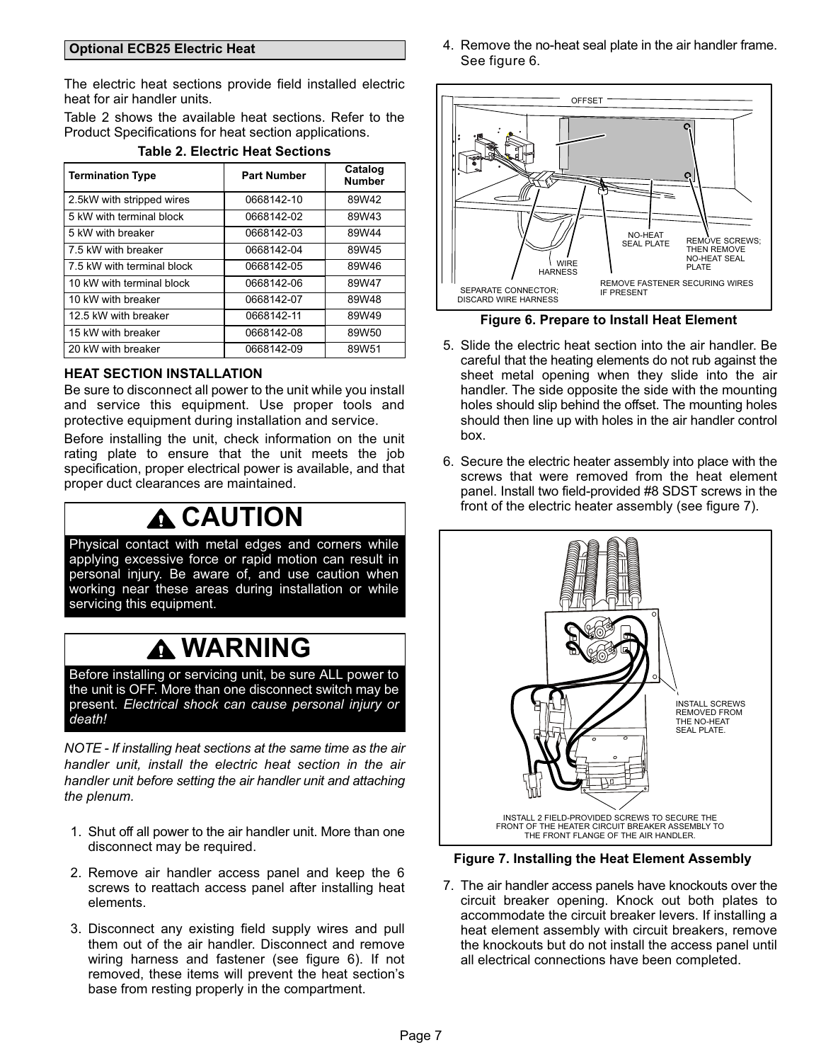## Optional ECB25 Electric Heat

The electric heat sections provide field installed electric heat for air handler units.

Table 2 shows the available heat sections. Refer to the Product Specifications for heat section applications.

**Table 2. Electric Heat Sections**

| Termination Type | Part Number | Catalog Number |
|---|---|---|
| 2.5kW with stripped wires | 0668142-10 | 89W42 |
| 5 kW with terminal block | 0668142-02 | 89W43 |
| 5 kW with breaker | 0668142-03 | 89W44 |
| 7.5 kW with breaker | 0668142-04 | 89W45 |
| 7.5 kW with terminal block | 0668142-05 | 89W46 |
| 10 kW with terminal block | 0668142-06 | 89W47 |
| 10 kW with breaker | 0668142-07 | 89W48 |
| 12.5 kW with breaker | 0668142-11 | 89W49 |
| 15 kW with breaker | 0668142-08 | 89W50 |
| 20 kW with breaker | 0668142-09 | 89W51 |

### HEAT SECTION INSTALLATION

Be sure to disconnect all power to the unit while you install and service this equipment. Use proper tools and protective equipment during installation and service.

Before installing the unit, check information on the unit rating plate to ensure that the unit meets the job specification, proper electrical power is available, and that proper duct clearances are maintained.

**CAUTION**

Physical contact with metal edges and corners while applying excessive force or rapid motion can result in personal injury. Be aware of, and use caution when working near these areas during installation or while servicing this equipment.

**WARNING**

Before installing or servicing unit, be sure ALL power to the unit is OFF. More than one disconnect switch may be present. *Electrical shock can cause personal injury or death!*

*NOTE - If installing heat sections at the same time as the air handler unit, install the electric heat section in the air handler unit before setting the air handler unit and attaching the plenum.*

1. Shut off all power to the air handler unit. More than one disconnect may be required.
2. Remove air handler access panel and keep the 6 screws to reattach access panel after installing heat elements.
3. Disconnect any existing field supply wires and pull them out of the air handler. Disconnect and remove wiring harness and fastener (see figure 6). If not removed, these items will prevent the heat section's base from resting properly in the compartment.
4. Remove the no-heat seal plate in the air handler frame. See figure 6.

OFFSET

NO-HEAT SEAL PLATE

REMOVE SCREWS; THEN REMOVE NO-HEAT SEAL PLATE

WIRE HARNESS

REMOVE FASTENER SECURING WIRES IF PRESENT

SEPARATE CONNECTOR; DISCARD WIRE HARNESS

**Figure 6. Prepare to Install Heat Element**

5. Slide the electric heat section into the air handler. Be careful that the heating elements do not rub against the sheet metal opening when they slide into the air handler. The side opposite the side with the mounting holes should slip behind the offset. The mounting holes should then line up with holes in the air handler control box.
6. Secure the electric heater assembly into place with the screws that were removed from the heat element panel. Install two field-provided #8 SDST screws in the front of the electric heater assembly (see figure 7).

INSTALL SCREWS REMOVED FROM THE NO-HEAT SEAL PLATE.

INSTALL 2 FIELD-PROVIDED SCREWS TO SECURE THE FRONT OF THE HEATER CIRCUIT BREAKER ASSEMBLY TO THE FRONT FLANGE OF THE AIR HANDLER.

**Figure 7. Installing the Heat Element Assembly**

7. The air handler access panels have knockouts over the circuit breaker opening. Knock out both plates to accommodate the circuit breaker levers. If installing a heat element assembly with circuit breakers, remove the knockouts but do not install the access panel until all electrical connections have been completed.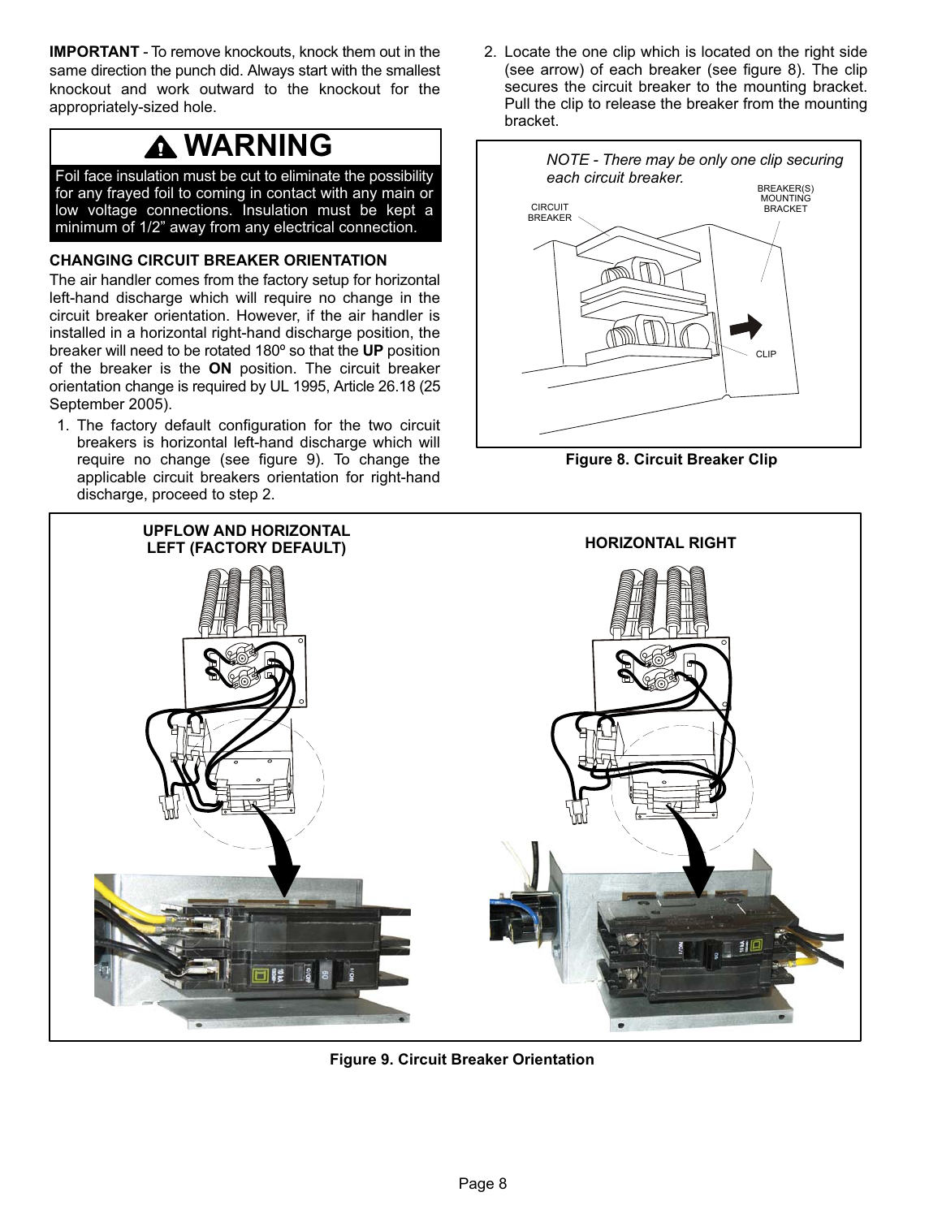**IMPORTANT** - To remove knockouts, knock them out in the same direction the punch did. Always start with the smallest knockout and work outward to the knockout for the appropriately-sized hole.

## ⚠ WARNING

Foil face insulation must be cut to eliminate the possibility for any frayed foil to coming in contact with any main or low voltage connections. Insulation must be kept a minimum of 1/2" away from any electrical connection.

### CHANGING CIRCUIT BREAKER ORIENTATION

The air handler comes from the factory setup for horizontal left-hand discharge which will require no change in the circuit breaker orientation. However, if the air handler is installed in a horizontal right-hand discharge position, the breaker will need to be rotated 180º so that the **UP** position of the breaker is the **ON** position. The circuit breaker orientation change is required by UL 1995, Article 26.18 (25 September 2005).

1. The factory default configuration for the two circuit breakers is horizontal left-hand discharge which will require no change (see figure 9). To change the applicable circuit breakers orientation for right-hand discharge, proceed to step 2.

2. Locate the one clip which is located on the right side (see arrow) of each breaker (see figure 8). The clip secures the circuit breaker to the mounting bracket. Pull the clip to release the breaker from the mounting bracket.

*NOTE - There may be only one clip securing each circuit breaker.*

CIRCUIT BREAKER

BREAKER(S) MOUNTING BRACKET

CLIP

**Figure 8. Circuit Breaker Clip**

UPFLOW AND HORIZONTAL LEFT (FACTORY DEFAULT)

HORIZONTAL RIGHT

**Figure 9. Circuit Breaker Orientation**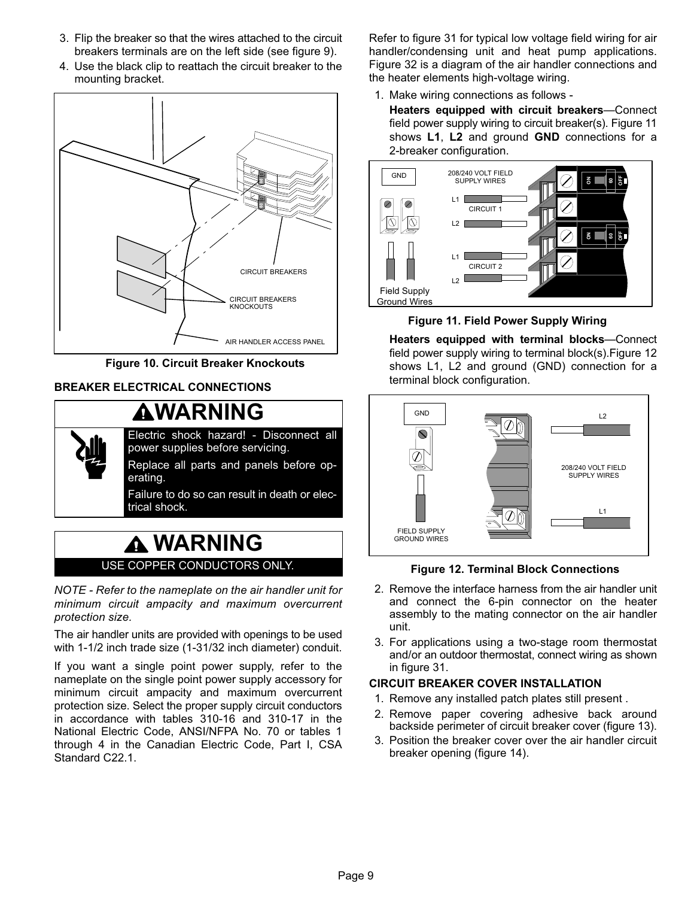3. Flip the breaker so that the wires attached to the circuit breakers terminals are on the left side (see figure 9).
4. Use the black clip to reattach the circuit breaker to the mounting bracket.

CIRCUIT BREAKERS

CIRCUIT BREAKERS KNOCKOUTS

AIR HANDLER ACCESS PANEL

**Figure 10. Circuit Breaker Knockouts**

## BREAKER ELECTRICAL CONNECTIONS

> **WARNING**
>
> Electric shock hazard! - Disconnect all power supplies before servicing.
>
> Replace all parts and panels before operating.
>
> Failure to do so can result in death or electrical shock.

> **WARNING**
>
> USE COPPER CONDUCTORS ONLY.

*NOTE - Refer to the nameplate on the air handler unit for minimum circuit ampacity and maximum overcurrent protection size.*

The air handler units are provided with openings to be used with 1-1/2 inch trade size (1-31/32 inch diameter) conduit.

If you want a single point power supply, refer to the nameplate on the single point power supply accessory for minimum circuit ampacity and maximum overcurrent protection size. Select the proper supply circuit conductors in accordance with tables 310-16 and 310-17 in the National Electric Code, ANSI/NFPA No. 70 or tables 1 through 4 in the Canadian Electric Code, Part I, CSA Standard C22.1.

Refer to figure 31 for typical low voltage field wiring for air handler/condensing unit and heat pump applications. Figure 32 is a diagram of the air handler connections and the heater elements high-voltage wiring.

1. Make wiring connections as follows -

   **Heaters equipped with circuit breakers**—Connect field power supply wiring to circuit breaker(s). Figure 11 shows **L1**, **L2** and ground **GND** connections for a 2-breaker configuration.

GND

208/240 VOLT FIELD SUPPLY WIRES

L1 CIRCUIT 1 L2

L1 CIRCUIT 2 L2

Field Supply Ground Wires

**Figure 11. Field Power Supply Wiring**

   **Heaters equipped with terminal blocks**—Connect field power supply wiring to terminal block(s).Figure 12 shows L1, L2 and ground (GND) connection for a terminal block configuration.

GND

L2

208/240 VOLT FIELD SUPPLY WIRES

L1

FIELD SUPPLY GROUND WIRES

**Figure 12. Terminal Block Connections**

2. Remove the interface harness from the air handler unit and connect the 6-pin connector on the heater assembly to the mating connector on the air handler unit.
3. For applications using a two-stage room thermostat and/or an outdoor thermostat, connect wiring as shown in figure 31.

## CIRCUIT BREAKER COVER INSTALLATION

1. Remove any installed patch plates still present .
2. Remove paper covering adhesive back around backside perimeter of circuit breaker cover (figure 13).
3. Position the breaker cover over the air handler circuit breaker opening (figure 14).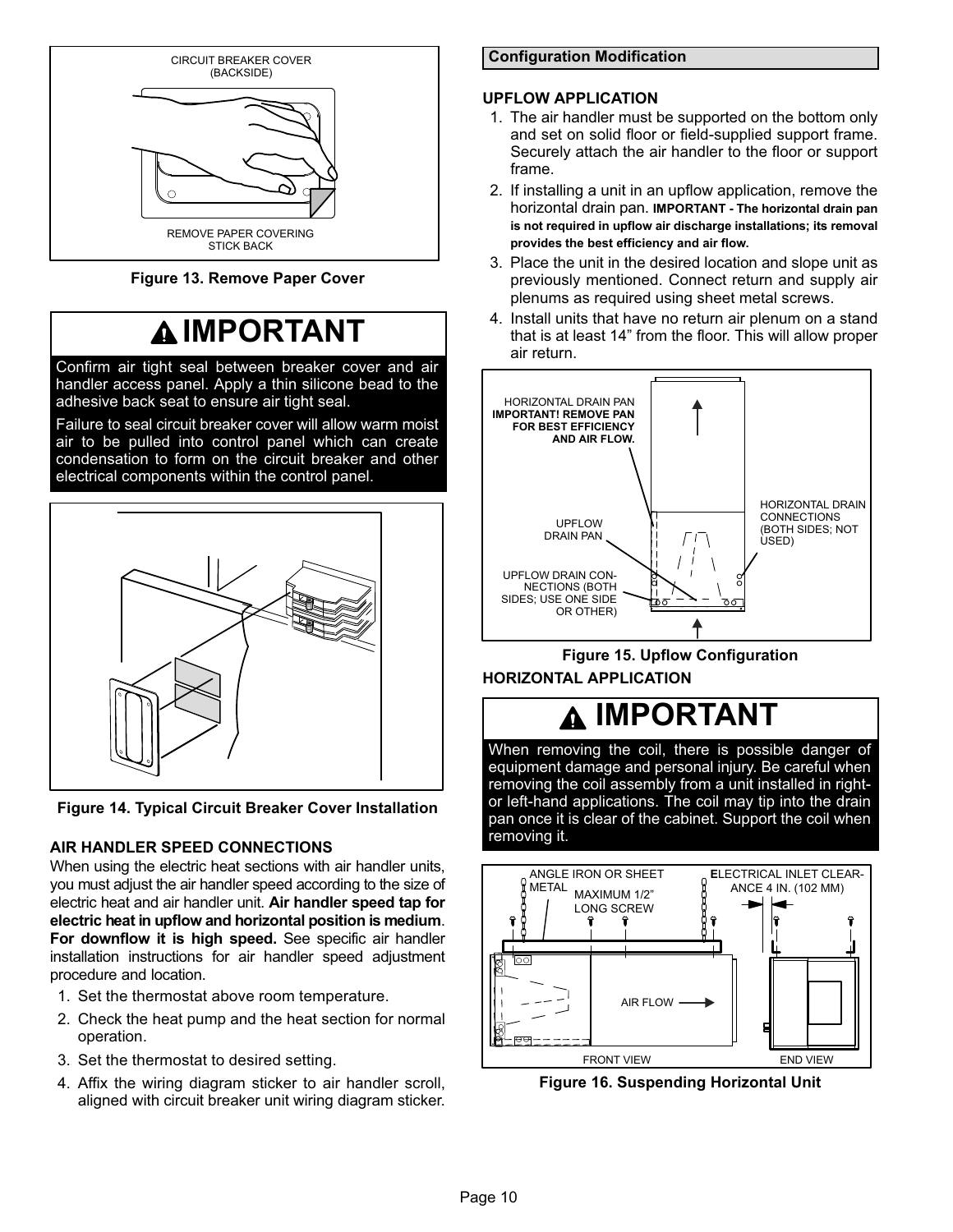CIRCUIT BREAKER COVER (BACKSIDE)

REMOVE PAPER COVERING STICK BACK

**Figure 13. Remove Paper Cover**

## ⚠ IMPORTANT

Confirm air tight seal between breaker cover and air handler access panel. Apply a thin silicone bead to the adhesive back seat to ensure air tight seal.

Failure to seal circuit breaker cover will allow warm moist air to be pulled into control panel which can create condensation to form on the circuit breaker and other electrical components within the control panel.

**Figure 14. Typical Circuit Breaker Cover Installation**

### AIR HANDLER SPEED CONNECTIONS

When using the electric heat sections with air handler units, you must adjust the air handler speed according to the size of electric heat and air handler unit. **Air handler speed tap for electric heat in upflow and horizontal position is medium**. **For downflow it is high speed.** See specific air handler installation instructions for air handler speed adjustment procedure and location.

1. Set the thermostat above room temperature.
2. Check the heat pump and the heat section for normal operation.
3. Set the thermostat to desired setting.
4. Affix the wiring diagram sticker to air handler scroll, aligned with circuit breaker unit wiring diagram sticker.

## Configuration Modification

### UPFLOW APPLICATION

1. The air handler must be supported on the bottom only and set on solid floor or field-supplied support frame. Securely attach the air handler to the floor or support frame.
2. If installing a unit in an upflow application, remove the horizontal drain pan. **IMPORTANT - The horizontal drain pan is not required in upflow air discharge installations; its removal provides the best efficiency and air flow.**
3. Place the unit in the desired location and slope unit as previously mentioned. Connect return and supply air plenums as required using sheet metal screws.
4. Install units that have no return air plenum on a stand that is at least 14” from the floor. This will allow proper air return.

HORIZONTAL DRAIN PAN **IMPORTANT! REMOVE PAN FOR BEST EFFICIENCY AND AIR FLOW.**

UPFLOW DRAIN PAN

UPFLOW DRAIN CONNECTIONS (BOTH SIDES; USE ONE SIDE OR OTHER)

HORIZONTAL DRAIN CONNECTIONS (BOTH SIDES; NOT USED)

**Figure 15. Upflow Configuration**

### HORIZONTAL APPLICATION

## ⚠ IMPORTANT

When removing the coil, there is possible danger of equipment damage and personal injury. Be careful when removing the coil assembly from a unit installed in right- or left-hand applications. The coil may tip into the drain pan once it is clear of the cabinet. Support the coil when removing it.

ANGLE IRON OR SHEET METAL

MAXIMUM 1/2” LONG SCREW

ELECTRICAL INLET CLEARANCE 4 IN. (102 MM)

AIR FLOW

FRONT VIEW

END VIEW

**Figure 16. Suspending Horizontal Unit**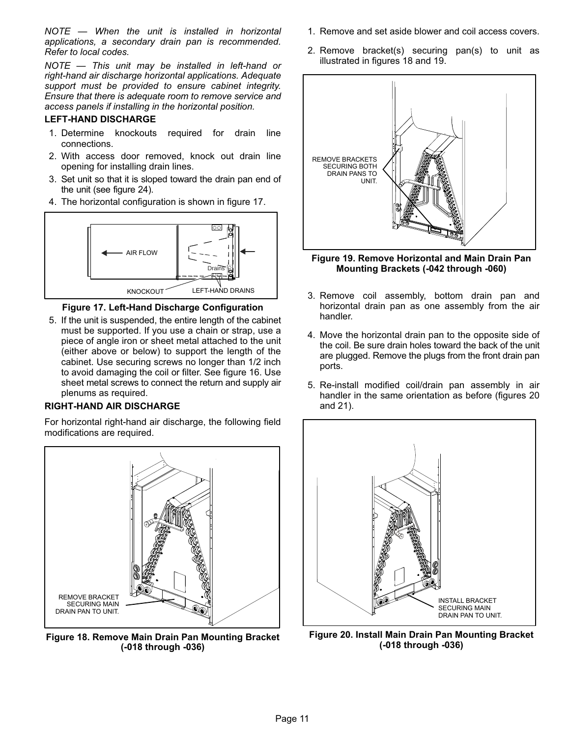*NOTE — When the unit is installed in horizontal applications, a secondary drain pan is recommended. Refer to local codes.*

*NOTE — This unit may be installed in left-hand or right-hand air discharge horizontal applications. Adequate support must be provided to ensure cabinet integrity. Ensure that there is adequate room to remove service and access panels if installing in the horizontal position.*

### LEFT-HAND DISCHARGE

1. Determine knockouts required for drain line connections.
2. With access door removed, knock out drain line opening for installing drain lines.
3. Set unit so that it is sloped toward the drain pan end of the unit (see figure 24).
4. The horizontal configuration is shown in figure 17.

AIR FLOW
Drains
KNOCKOUT
LEFT-HAND DRAINS

**Figure 17. Left-Hand Discharge Configuration**

5. If the unit is suspended, the entire length of the cabinet must be supported. If you use a chain or strap, use a piece of angle iron or sheet metal attached to the unit (either above or below) to support the length of the cabinet. Use securing screws no longer than 1/2 inch to avoid damaging the coil or filter. See figure 16. Use sheet metal screws to connect the return and supply air plenums as required.

### RIGHT-HAND AIR DISCHARGE

For horizontal right-hand air discharge, the following field modifications are required.

REMOVE BRACKET SECURING MAIN DRAIN PAN TO UNIT.

**Figure 18. Remove Main Drain Pan Mounting Bracket (-018 through -036)**

1. Remove and set aside blower and coil access covers.
2. Remove bracket(s) securing pan(s) to unit as illustrated in figures 18 and 19.

REMOVE BRACKETS SECURING BOTH DRAIN PANS TO UNIT.

**Figure 19. Remove Horizontal and Main Drain Pan Mounting Brackets (-042 through -060)**

3. Remove coil assembly, bottom drain pan and horizontal drain pan as one assembly from the air handler.
4. Move the horizontal drain pan to the opposite side of the coil. Be sure drain holes toward the back of the unit are plugged. Remove the plugs from the front drain pan ports.
5. Re-install modified coil/drain pan assembly in air handler in the same orientation as before (figures 20 and 21).

INSTALL BRACKET SECURING MAIN DRAIN PAN TO UNIT.

**Figure 20. Install Main Drain Pan Mounting Bracket (-018 through -036)**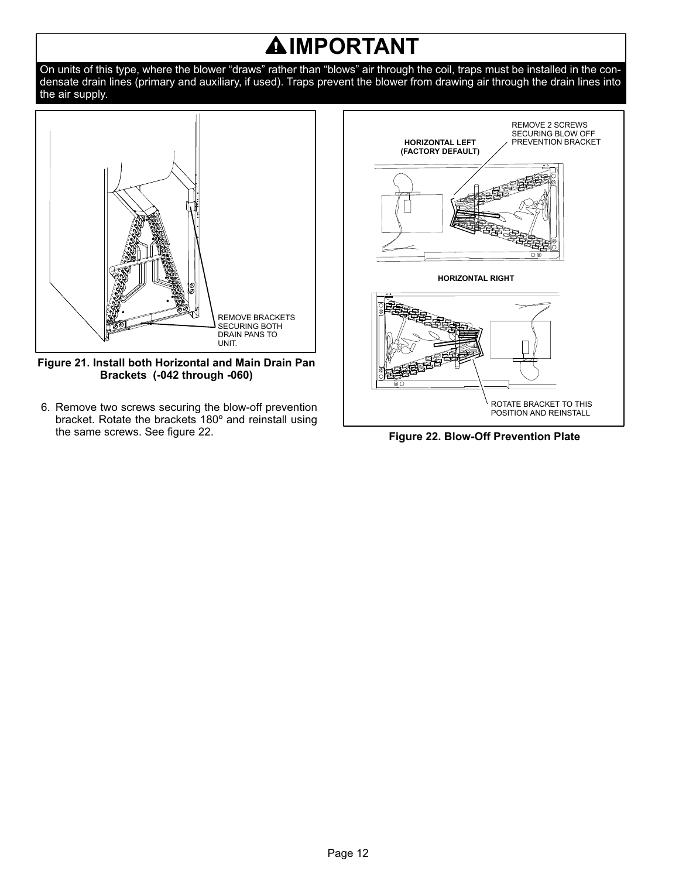## ⚠IMPORTANT

On units of this type, where the blower "draws" rather than "blows" air through the coil, traps must be installed in the condensate drain lines (primary and auxiliary, if used). Traps prevent the blower from drawing air through the drain lines into the air supply.

REMOVE BRACKETS SECURING BOTH DRAIN PANS TO UNIT.

**Figure 21. Install both Horizontal and Main Drain Pan Brackets (-042 through -060)**

6. Remove two screws securing the blow-off prevention bracket. Rotate the brackets 180º and reinstall using the same screws. See figure 22.

**HORIZONTAL LEFT (FACTORY DEFAULT)**

REMOVE 2 SCREWS SECURING BLOW OFF PREVENTION BRACKET

**HORIZONTAL RIGHT**

ROTATE BRACKET TO THIS POSITION AND REINSTALL

**Figure 22. Blow-Off Prevention Plate**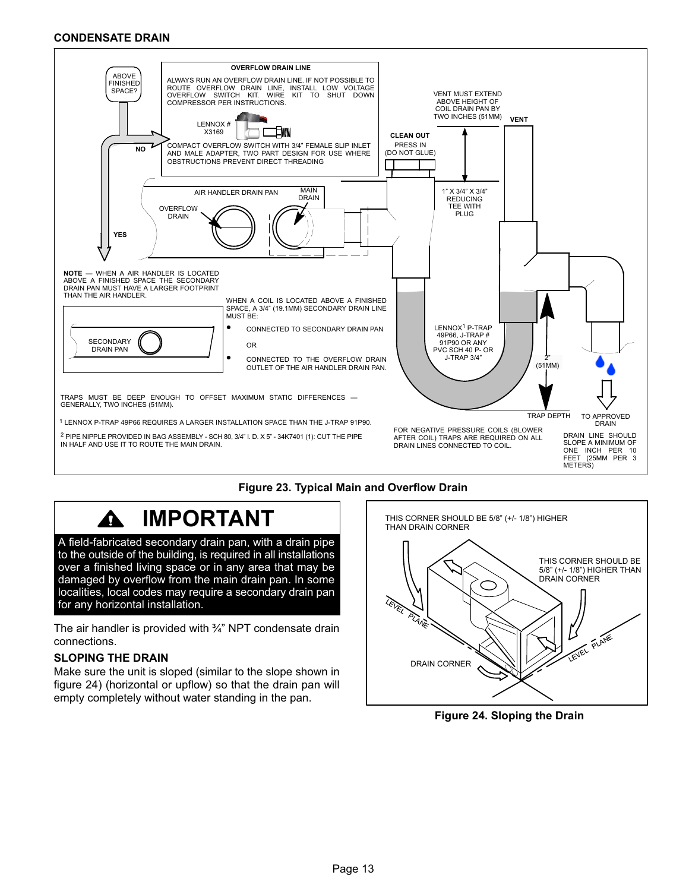## CONDENSATE DRAIN

**OVERFLOW DRAIN LINE**

ALWAYS RUN AN OVERFLOW DRAIN LINE. IF NOT POSSIBLE TO ROUTE OVERFLOW DRAIN LINE, INSTALL LOW VOLTAGE OVERFLOW SWITCH KIT. WIRE KIT TO SHUT DOWN COMPRESSOR PER INSTRUCTIONS.

LENNOX # X3169

COMPACT OVERFLOW SWITCH WITH 3/4" FEMALE SLIP INLET AND MALE ADAPTER, TWO PART DESIGN FOR USE WHERE OBSTRUCTIONS PREVENT DIRECT THREADING

ABOVE FINISHED SPACE? NO / YES

VENT MUST EXTEND ABOVE HEIGHT OF COIL DRAIN PAN BY TWO INCHES (51MM)

VENT

CLEAN OUT PRESS IN (DO NOT GLUE)

AIR HANDLER DRAIN PAN

MAIN DRAIN

OVERFLOW DRAIN

1" X 3/4" X 3/4" REDUCING TEE WITH PLUG

**NOTE** — WHEN A AIR HANDLER IS LOCATED ABOVE A FINISHED SPACE THE SECONDARY DRAIN PAN MUST HAVE A LARGER FOOTPRINT THAN THE AIR HANDLER.

SECONDARY DRAIN PAN

WHEN A COIL IS LOCATED ABOVE A FINISHED SPACE, A 3/4" (19.1MM) SECONDARY DRAIN LINE MUST BE:

- CONNECTED TO SECONDARY DRAIN PAN

OR

- CONNECTED TO THE OVERFLOW DRAIN OUTLET OF THE AIR HANDLER DRAIN PAN.

LENNOX[1] P-TRAP 49P66, J-TRAP # 91P90 OR ANY PVC SCH 40 P- OR J-TRAP 3/4"

2" (51MM)

TRAP DEPTH

TO APPROVED DRAIN

TRAPS MUST BE DEEP ENOUGH TO OFFSET MAXIMUM STATIC DIFFERENCES — GENERALLY, TWO INCHES (51MM).

[1] LENNOX P-TRAP 49P66 REQUIRES A LARGER INSTALLATION SPACE THAN THE J-TRAP 91P90.

[2] PIPE NIPPLE PROVIDED IN BAG ASSEMBLY - SCH 80, 3/4" I. D. X 5" - 34K7401 (1): CUT THE PIPE IN HALF AND USE IT TO ROUTE THE MAIN DRAIN.

FOR NEGATIVE PRESSURE COILS (BLOWER AFTER COIL) TRAPS ARE REQUIRED ON ALL DRAIN LINES CONNECTED TO COIL.

DRAIN LINE SHOULD SLOPE A MINIMUM OF ONE INCH PER 10 FEET (25MM PER 3 METERS)

**Figure 23. Typical Main and Overflow Drain**

> **IMPORTANT**
>
> A field-fabricated secondary drain pan, with a drain pipe to the outside of the building, is required in all installations over a finished living space or in any area that may be damaged by overflow from the main drain pan. In some localities, local codes may require a secondary drain pan for any horizontal installation.

The air handler is provided with ¾" NPT condensate drain connections.

### SLOPING THE DRAIN

Make sure the unit is sloped (similar to the slope shown in figure 24) (horizontal or upflow) so that the drain pan will empty completely without water standing in the pan.

THIS CORNER SHOULD BE 5/8" (+/- 1/8") HIGHER THAN DRAIN CORNER

THIS CORNER SHOULD BE 5/8" (+/- 1/8") HIGHER THAN DRAIN CORNER

LEVEL PLANE

LEVEL PLANE

DRAIN CORNER

**Figure 24. Sloping the Drain**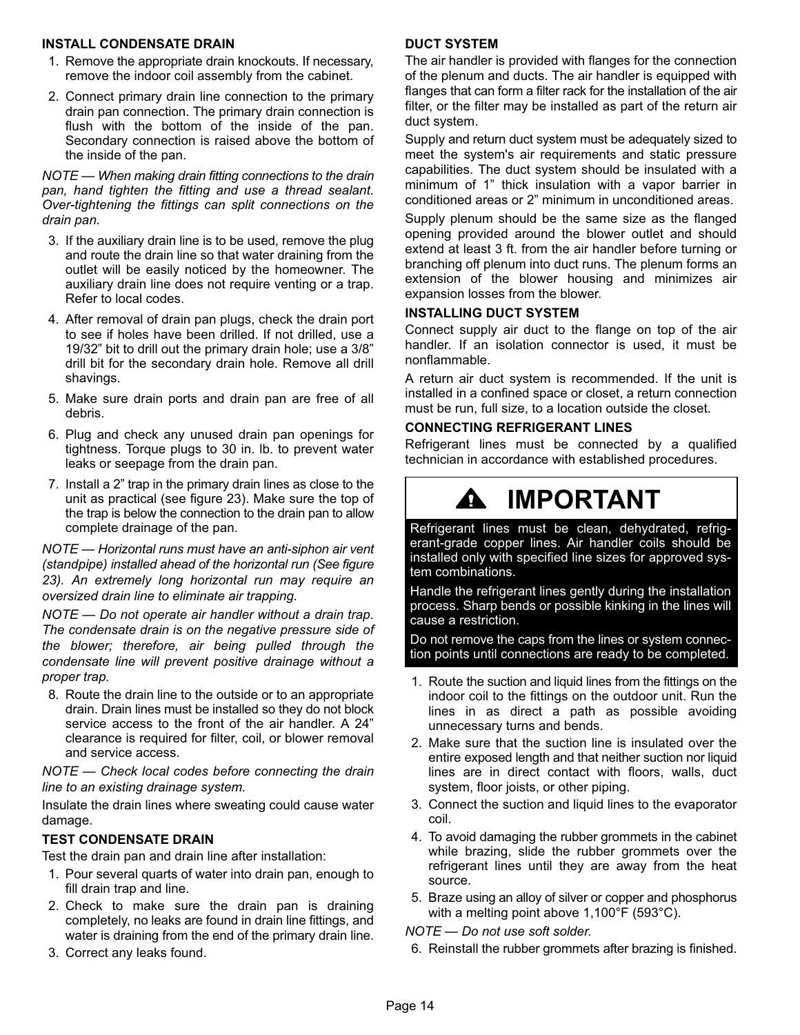### INSTALL CONDENSATE DRAIN

1. Remove the appropriate drain knockouts. If necessary, remove the indoor coil assembly from the cabinet.
2. Connect primary drain line connection to the primary drain pan connection. The primary drain connection is flush with the bottom of the inside of the pan. Secondary connection is raised above the bottom of the inside of the pan.

*NOTE — When making drain fitting connections to the drain pan, hand tighten the fitting and use a thread sealant. Over-tightening the fittings can split connections on the drain pan.*

3. If the auxiliary drain line is to be used, remove the plug and route the drain line so that water draining from the outlet will be easily noticed by the homeowner. The auxiliary drain line does not require venting or a trap. Refer to local codes.
4. After removal of drain pan plugs, check the drain port to see if holes have been drilled. If not drilled, use a 19/32” bit to drill out the primary drain hole; use a 3/8” drill bit for the secondary drain hole. Remove all drill shavings.
5. Make sure drain ports and drain pan are free of all debris.
6. Plug and check any unused drain pan openings for tightness. Torque plugs to 30 in. lb. to prevent water leaks or seepage from the drain pan.
7. Install a 2” trap in the primary drain lines as close to the unit as practical (see figure 23). Make sure the top of the trap is below the connection to the drain pan to allow complete drainage of the pan.

*NOTE — Horizontal runs must have an anti-siphon air vent (standpipe) installed ahead of the horizontal run (See figure 23). An extremely long horizontal run may require an oversized drain line to eliminate air trapping.*

*NOTE — Do not operate air handler without a drain trap. The condensate drain is on the negative pressure side of the blower; therefore, air being pulled through the condensate line will prevent positive drainage without a proper trap.*

8. Route the drain line to the outside or to an appropriate drain. Drain lines must be installed so they do not block service access to the front of the air handler. A 24” clearance is required for filter, coil, or blower removal and service access.

*NOTE — Check local codes before connecting the drain line to an existing drainage system.*

Insulate the drain lines where sweating could cause water damage.

### TEST CONDENSATE DRAIN

Test the drain pan and drain line after installation:

1. Pour several quarts of water into drain pan, enough to fill drain trap and line.
2. Check to make sure the drain pan is draining completely, no leaks are found in drain line fittings, and water is draining from the end of the primary drain line.
3. Correct any leaks found.

### DUCT SYSTEM

The air handler is provided with flanges for the connection of the plenum and ducts. The air handler is equipped with flanges that can form a filter rack for the installation of the air filter, or the filter may be installed as part of the return air duct system.

Supply and return duct system must be adequately sized to meet the system's air requirements and static pressure capabilities. The duct system should be insulated with a minimum of 1” thick insulation with a vapor barrier in conditioned areas or 2” minimum in unconditioned areas.

Supply plenum should be the same size as the flanged opening provided around the blower outlet and should extend at least 3 ft. from the air handler before turning or branching off plenum into duct runs. The plenum forms an extension of the blower housing and minimizes air expansion losses from the blower.

### INSTALLING DUCT SYSTEM

Connect supply air duct to the flange on top of the air handler. If an isolation connector is used, it must be nonflammable.

A return air duct system is recommended. If the unit is installed in a confined space or closet, a return connection must be run, full size, to a location outside the closet.

### CONNECTING REFRIGERANT LINES

Refrigerant lines must be connected by a qualified technician in accordance with established procedures.

**IMPORTANT**

Refrigerant lines must be clean, dehydrated, refrigerant-grade copper lines. Air handler coils should be installed only with specified line sizes for approved system combinations.

Handle the refrigerant lines gently during the installation process. Sharp bends or possible kinking in the lines will cause a restriction.

Do not remove the caps from the lines or system connection points until connections are ready to be completed.

1. Route the suction and liquid lines from the fittings on the indoor coil to the fittings on the outdoor unit. Run the lines in as direct a path as possible avoiding unnecessary turns and bends.
2. Make sure that the suction line is insulated over the entire exposed length and that neither suction nor liquid lines are in direct contact with floors, walls, duct system, floor joists, or other piping.
3. Connect the suction and liquid lines to the evaporator coil.
4. To avoid damaging the rubber grommets in the cabinet while brazing, slide the rubber grommets over the refrigerant lines until they are away from the heat source.
5. Braze using an alloy of silver or copper and phosphorus with a melting point above 1,100°F (593°C).

*NOTE — Do not use soft solder.*

6. Reinstall the rubber grommets after brazing is finished.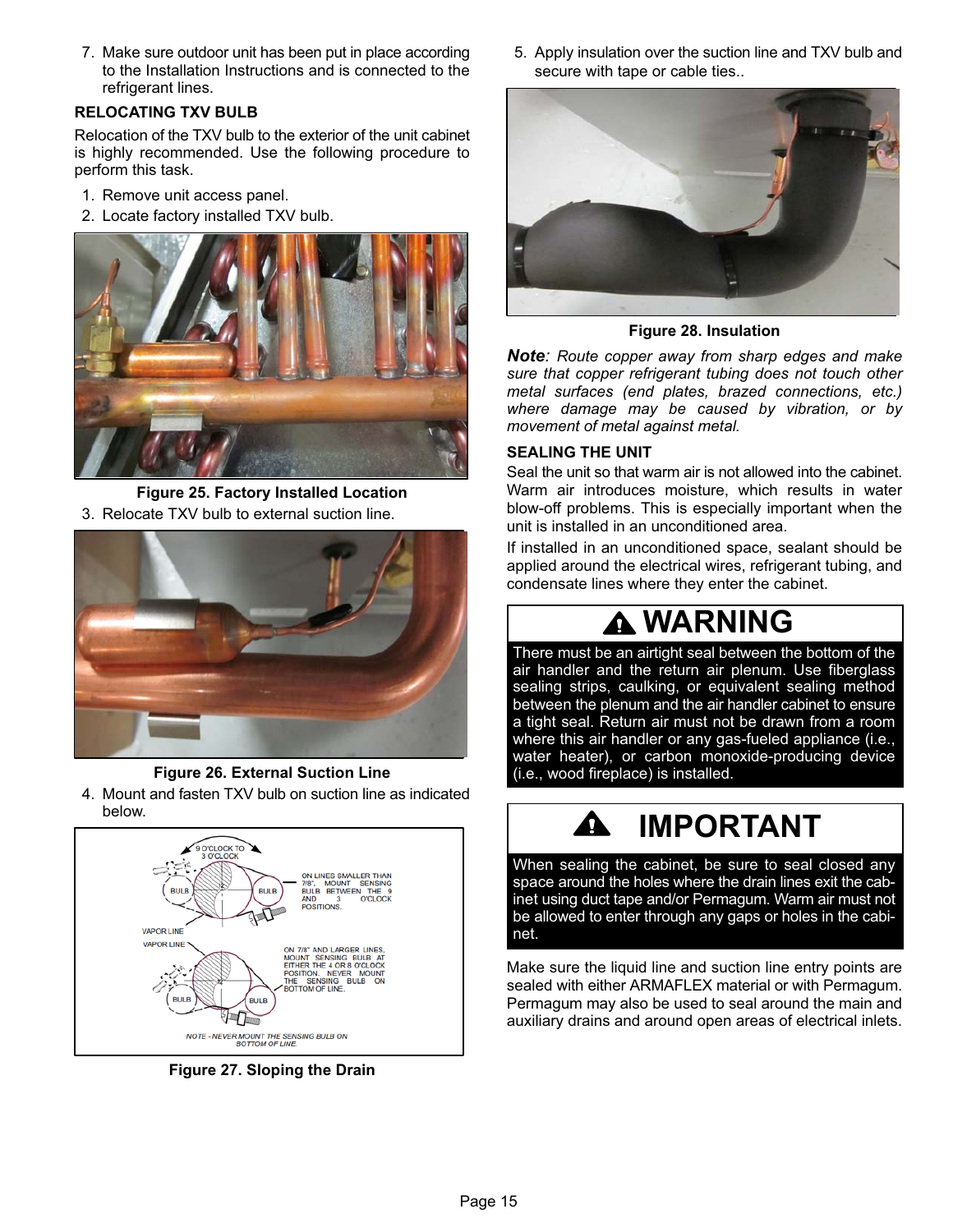7. Make sure outdoor unit has been put in place according to the Installation Instructions and is connected to the refrigerant lines.

### RELOCATING TXV BULB

Relocation of the TXV bulb to the exterior of the unit cabinet is highly recommended. Use the following procedure to perform this task.

1. Remove unit access panel.
2. Locate factory installed TXV bulb.

**Figure 25. Factory Installed Location**

3. Relocate TXV bulb to external suction line.

**Figure 26. External Suction Line**

4. Mount and fasten TXV bulb on suction line as indicated below.

9 O'CLOCK TO 3 O'CLOCK

BULB BULB

ON LINES SMALLER THAN 7/8", MOUNT SENSING BULB BETWEEN THE 9 AND 3 O'CLOCK POSITIONS.

VAPOR LINE

VAPOR LINE

ON 7/8" AND LARGER LINES, MOUNT SENSING BULB AT EITHER THE 4 OR 8 O'CLOCK POSITION. NEVER MOUNT THE SENSING BULB ON BOTTOM OF LINE.

BULB BULB

NOTE - NEVER MOUNT THE SENSING BULB ON BOTTOM OF LINE.

**Figure 27. Sloping the Drain**

5. Apply insulation over the suction line and TXV bulb and secure with tape or cable ties..

**Figure 28. Insulation**

***Note**: Route copper away from sharp edges and make sure that copper refrigerant tubing does not touch other metal surfaces (end plates, brazed connections, etc.) where damage may be caused by vibration, or by movement of metal against metal.*

### SEALING THE UNIT

Seal the unit so that warm air is not allowed into the cabinet. Warm air introduces moisture, which results in water blow-off problems. This is especially important when the unit is installed in an unconditioned area.

If installed in an unconditioned space, sealant should be applied around the electrical wires, refrigerant tubing, and condensate lines where they enter the cabinet.

**⚠ WARNING**

There must be an airtight seal between the bottom of the air handler and the return air plenum. Use fiberglass sealing strips, caulking, or equivalent sealing method between the plenum and the air handler cabinet to ensure a tight seal. Return air must not be drawn from a room where this air handler or any gas-fueled appliance (i.e., water heater), or carbon monoxide-producing device (i.e., wood fireplace) is installed.

**⚠ IMPORTANT**

When sealing the cabinet, be sure to seal closed any space around the holes where the drain lines exit the cabinet using duct tape and/or Permagum. Warm air must not be allowed to enter through any gaps or holes in the cabinet.

Make sure the liquid line and suction line entry points are sealed with either ARMAFLEX material or with Permagum. Permagum may also be used to seal around the main and auxiliary drains and around open areas of electrical inlets.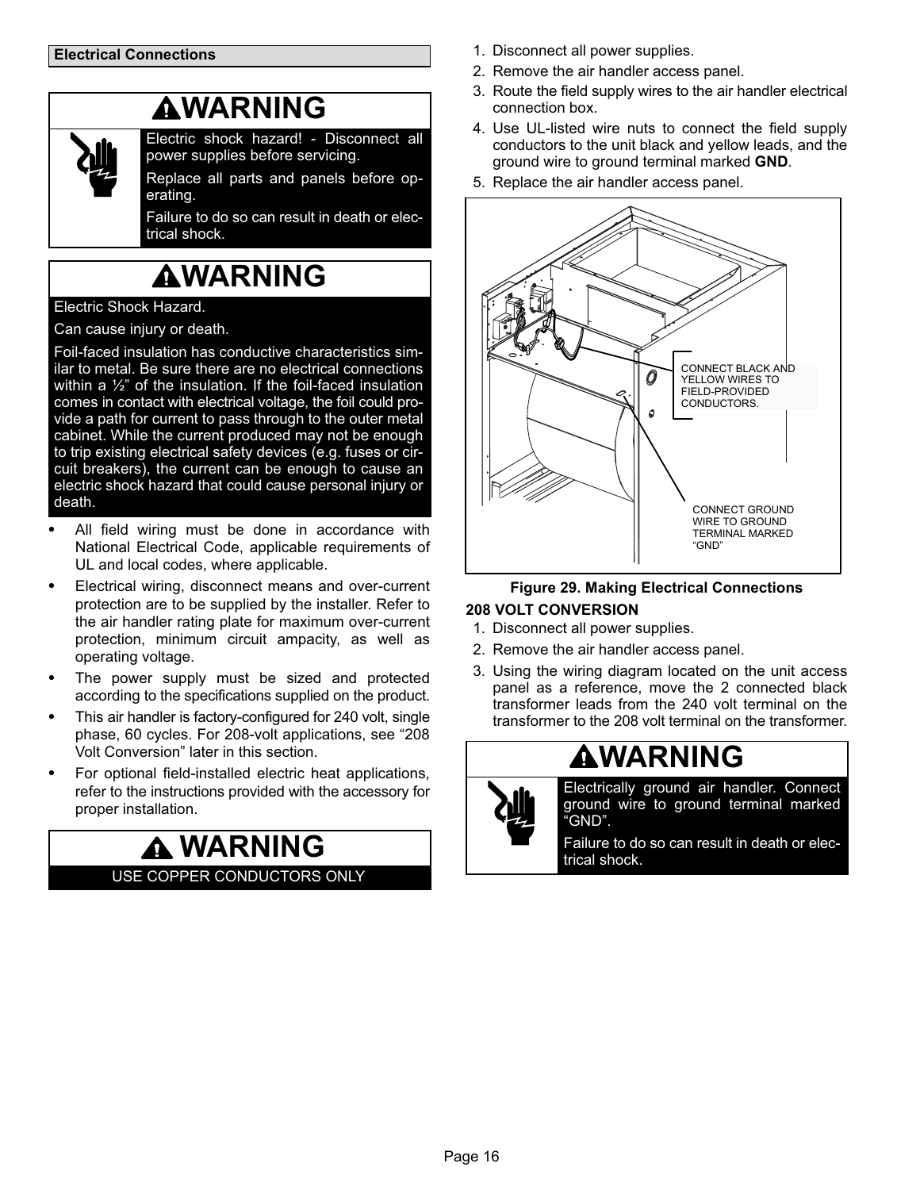## Electrical Connections

**⚠WARNING**

Electric shock hazard! - Disconnect all power supplies before servicing.

Replace all parts and panels before operating.

Failure to do so can result in death or electrical shock.

**⚠WARNING**

Electric Shock Hazard.

Can cause injury or death.

Foil-faced insulation has conductive characteristics similar to metal. Be sure there are no electrical connections within a ½" of the insulation. If the foil-faced insulation comes in contact with electrical voltage, the foil could provide a path for current to pass through to the outer metal cabinet. While the current produced may not be enough to trip existing electrical safety devices (e.g. fuses or circuit breakers), the current can be enough to cause an electric shock hazard that could cause personal injury or death.

- All field wiring must be done in accordance with National Electrical Code, applicable requirements of UL and local codes, where applicable.
- Electrical wiring, disconnect means and over-current protection are to be supplied by the installer. Refer to the air handler rating plate for maximum over-current protection, minimum circuit ampacity, as well as operating voltage.
- The power supply must be sized and protected according to the specifications supplied on the product.
- This air handler is factory-configured for 240 volt, single phase, 60 cycles. For 208-volt applications, see "208 Volt Conversion" later in this section.
- For optional field-installed electric heat applications, refer to the instructions provided with the accessory for proper installation.

**⚠WARNING**

USE COPPER CONDUCTORS ONLY

1. Disconnect all power supplies.
2. Remove the air handler access panel.
3. Route the field supply wires to the air handler electrical connection box.
4. Use UL-listed wire nuts to connect the field supply conductors to the unit black and yellow leads, and the ground wire to ground terminal marked **GND**.
5. Replace the air handler access panel.

CONNECT BLACK AND YELLOW WIRES TO FIELD-PROVIDED CONDUCTORS.

CONNECT GROUND WIRE TO GROUND TERMINAL MARKED "GND"

**Figure 29. Making Electrical Connections**

### 208 VOLT CONVERSION

1. Disconnect all power supplies.
2. Remove the air handler access panel.
3. Using the wiring diagram located on the unit access panel as a reference, move the 2 connected black transformer leads from the 240 volt terminal on the transformer to the 208 volt terminal on the transformer.

**⚠WARNING**

Electrically ground air handler. Connect ground wire to ground terminal marked "GND".

Failure to do so can result in death or electrical shock.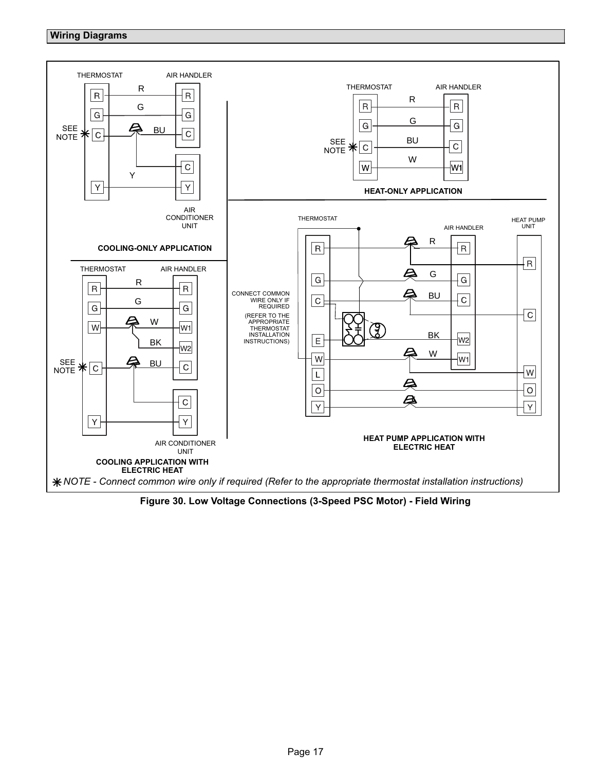## Wiring Diagrams

THERMOSTAT AIR HANDLER

R R
G G
SEE NOTE * C BU C
C
Y
Y Y

AIR CONDITIONER UNIT

COOLING-ONLY APPLICATION

THERMOSTAT AIR HANDLER

R R
G G
SEE NOTE * C BU C
W W W1

HEAT-ONLY APPLICATION

THERMOSTAT AIR HANDLER

R R
G G
W W W1
BK W2
SEE NOTE * C BU C
C
Y Y

AIR CONDITIONER UNIT

COOLING APPLICATION WITH ELECTRIC HEAT

THERMOSTAT AIR HANDLER HEAT PUMP UNIT

CONNECT COMMON WIRE ONLY IF REQUIRED

(REFER TO THE APPROPRIATE THERMOSTAT INSTALLATION INSTRUCTIONS)

R R R
G G G
C BU C C
E BK W2
W W W1 W
L
O O
Y Y

HEAT PUMP APPLICATION WITH ELECTRIC HEAT

* NOTE - Connect common wire only if required (Refer to the appropriate thermostat installation instructions)

**Figure 30. Low Voltage Connections (3-Speed PSC Motor) - Field Wiring**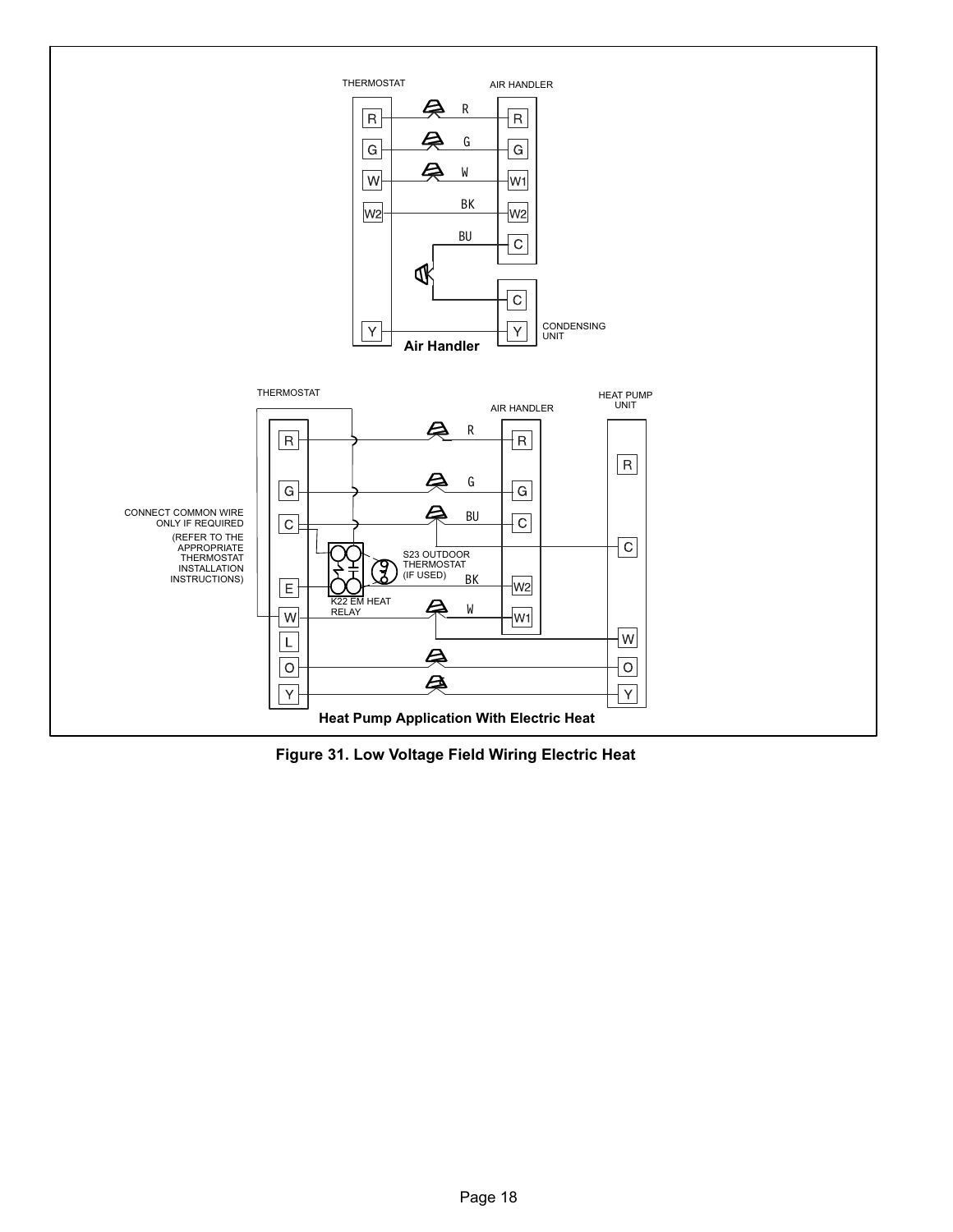THERMOSTAT

AIR HANDLER

R G W W2 Y

R G W1 W2 C

R G W BK BU

C Y

CONDENSING UNIT

**Air Handler**

THERMOSTAT

AIR HANDLER

HEAT PUMP UNIT

R G C E W L O Y

R G C W2 W1

R C W O Y

R G BU BK W

CONNECT COMMON WIRE ONLY IF REQUIRED (REFER TO THE APPROPRIATE THERMOSTAT INSTALLATION INSTRUCTIONS)

S23 OUTDOOR THERMOSTAT (IF USED)

K22 EM HEAT RELAY

**Heat Pump Application With Electric Heat**

**Figure 31. Low Voltage Field Wiring Electric Heat**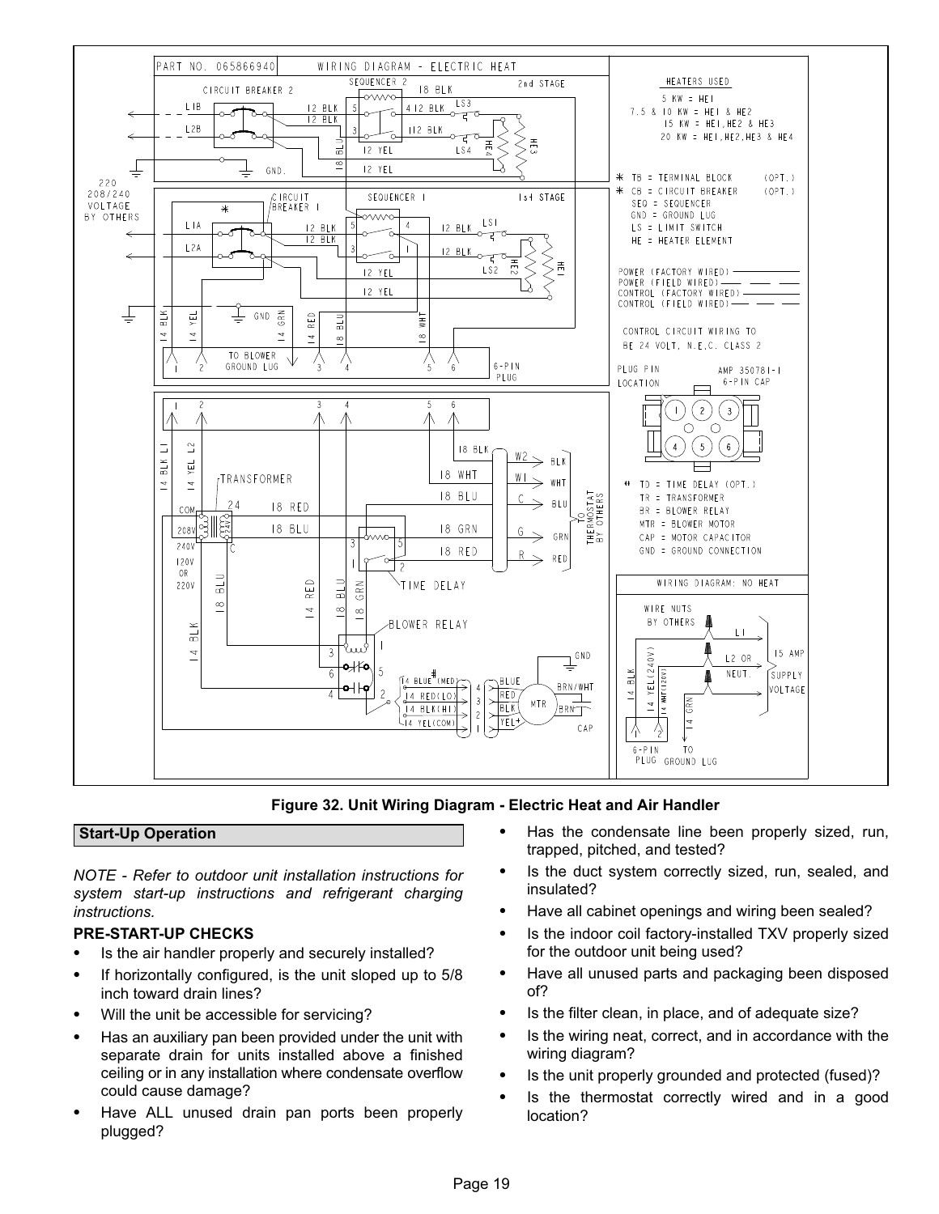Figure 32. Unit Wiring Diagram - Electric Heat and Air Handler

## Start-Up Operation

*NOTE - Refer to outdoor unit installation instructions for system start-up instructions and refrigerant charging instructions.*

### PRE-START-UP CHECKS

- Is the air handler properly and securely installed?
- If horizontally configured, is the unit sloped up to 5/8 inch toward drain lines?
- Will the unit be accessible for servicing?
- Has an auxiliary pan been provided under the unit with separate drain for units installed above a finished ceiling or in any installation where condensate overflow could cause damage?
- Have ALL unused drain pan ports been properly plugged?
- Has the condensate line been properly sized, run, trapped, pitched, and tested?
- Is the duct system correctly sized, run, sealed, and insulated?
- Have all cabinet openings and wiring been sealed?
- Is the indoor coil factory-installed TXV properly sized for the outdoor unit being used?
- Have all unused parts and packaging been disposed of?
- Is the filter clean, in place, and of adequate size?
- Is the wiring neat, correct, and in accordance with the wiring diagram?
- Is the unit properly grounded and protected (fused)?
- Is the thermostat correctly wired and in a good location?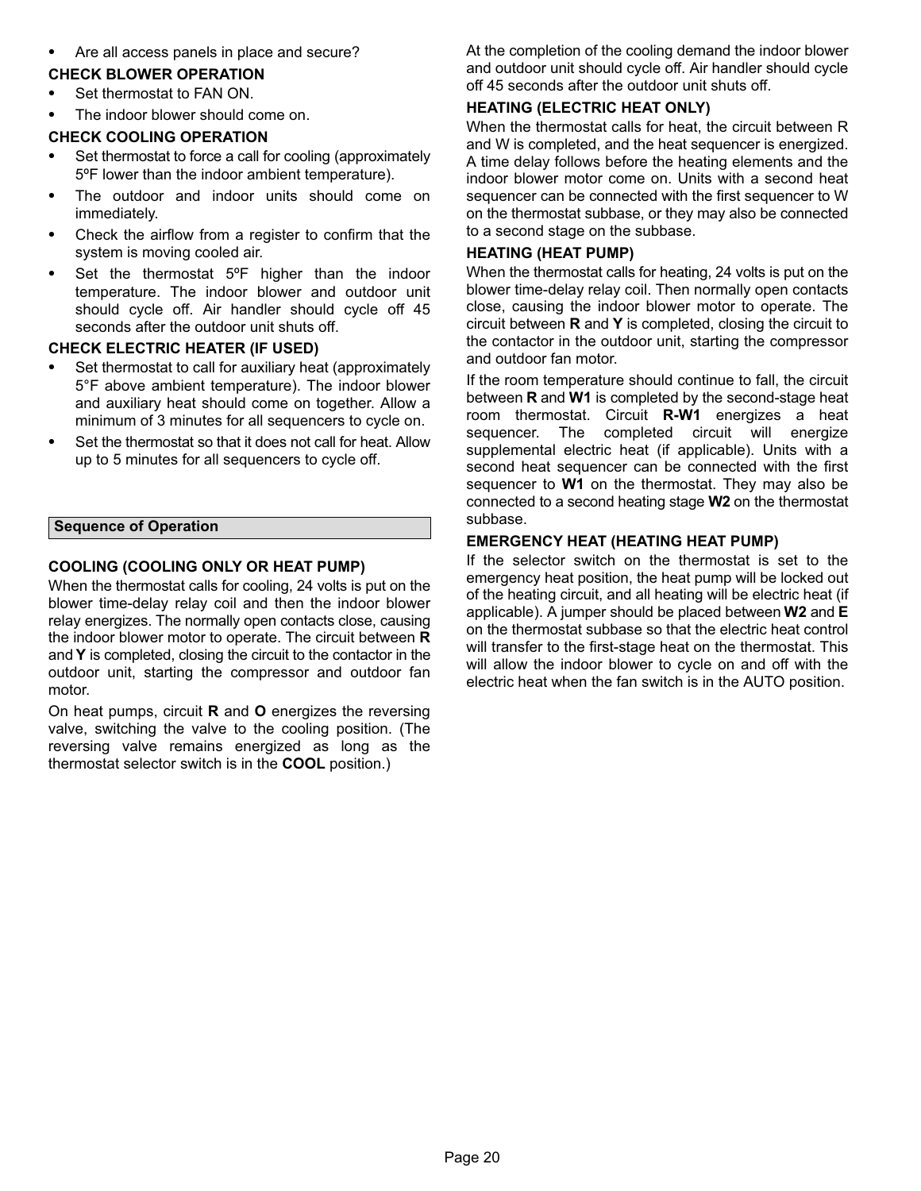- Are all access panels in place and secure?

### CHECK BLOWER OPERATION

- Set thermostat to FAN ON.
- The indoor blower should come on.

### CHECK COOLING OPERATION

- Set thermostat to force a call for cooling (approximately 5ºF lower than the indoor ambient temperature).
- The outdoor and indoor units should come on immediately.
- Check the airflow from a register to confirm that the system is moving cooled air.
- Set the thermostat 5ºF higher than the indoor temperature. The indoor blower and outdoor unit should cycle off. Air handler should cycle off 45 seconds after the outdoor unit shuts off.

### CHECK ELECTRIC HEATER (IF USED)

- Set thermostat to call for auxiliary heat (approximately 5°F above ambient temperature). The indoor blower and auxiliary heat should come on together. Allow a minimum of 3 minutes for all sequencers to cycle on.
- Set the thermostat so that it does not call for heat. Allow up to 5 minutes for all sequencers to cycle off.

## Sequence of Operation

### COOLING (COOLING ONLY OR HEAT PUMP)

When the thermostat calls for cooling, 24 volts is put on the blower time-delay relay coil and then the indoor blower relay energizes. The normally open contacts close, causing the indoor blower motor to operate. The circuit between **R** and **Y** is completed, closing the circuit to the contactor in the outdoor unit, starting the compressor and outdoor fan motor.

On heat pumps, circuit **R** and **O** energizes the reversing valve, switching the valve to the cooling position. (The reversing valve remains energized as long as the thermostat selector switch is in the **COOL** position.)

At the completion of the cooling demand the indoor blower and outdoor unit should cycle off. Air handler should cycle off 45 seconds after the outdoor unit shuts off.

### HEATING (ELECTRIC HEAT ONLY)

When the thermostat calls for heat, the circuit between R and W is completed, and the heat sequencer is energized. A time delay follows before the heating elements and the indoor blower motor come on. Units with a second heat sequencer can be connected with the first sequencer to W on the thermostat subbase, or they may also be connected to a second stage on the subbase.

### HEATING (HEAT PUMP)

When the thermostat calls for heating, 24 volts is put on the blower time-delay relay coil. Then normally open contacts close, causing the indoor blower motor to operate. The circuit between **R** and **Y** is completed, closing the circuit to the contactor in the outdoor unit, starting the compressor and outdoor fan motor.

If the room temperature should continue to fall, the circuit between **R** and **W1** is completed by the second-stage heat room thermostat. Circuit **R-W1** energizes a heat sequencer. The completed circuit will energize supplemental electric heat (if applicable). Units with a second heat sequencer can be connected with the first sequencer to **W1** on the thermostat. They may also be connected to a second heating stage **W2** on the thermostat subbase.

### EMERGENCY HEAT (HEATING HEAT PUMP)

If the selector switch on the thermostat is set to the emergency heat position, the heat pump will be locked out of the heating circuit, and all heating will be electric heat (if applicable). A jumper should be placed between **W2** and **E** on the thermostat subbase so that the electric heat control will transfer to the first-stage heat on the thermostat. This will allow the indoor blower to cycle on and off with the electric heat when the fan switch is in the AUTO position.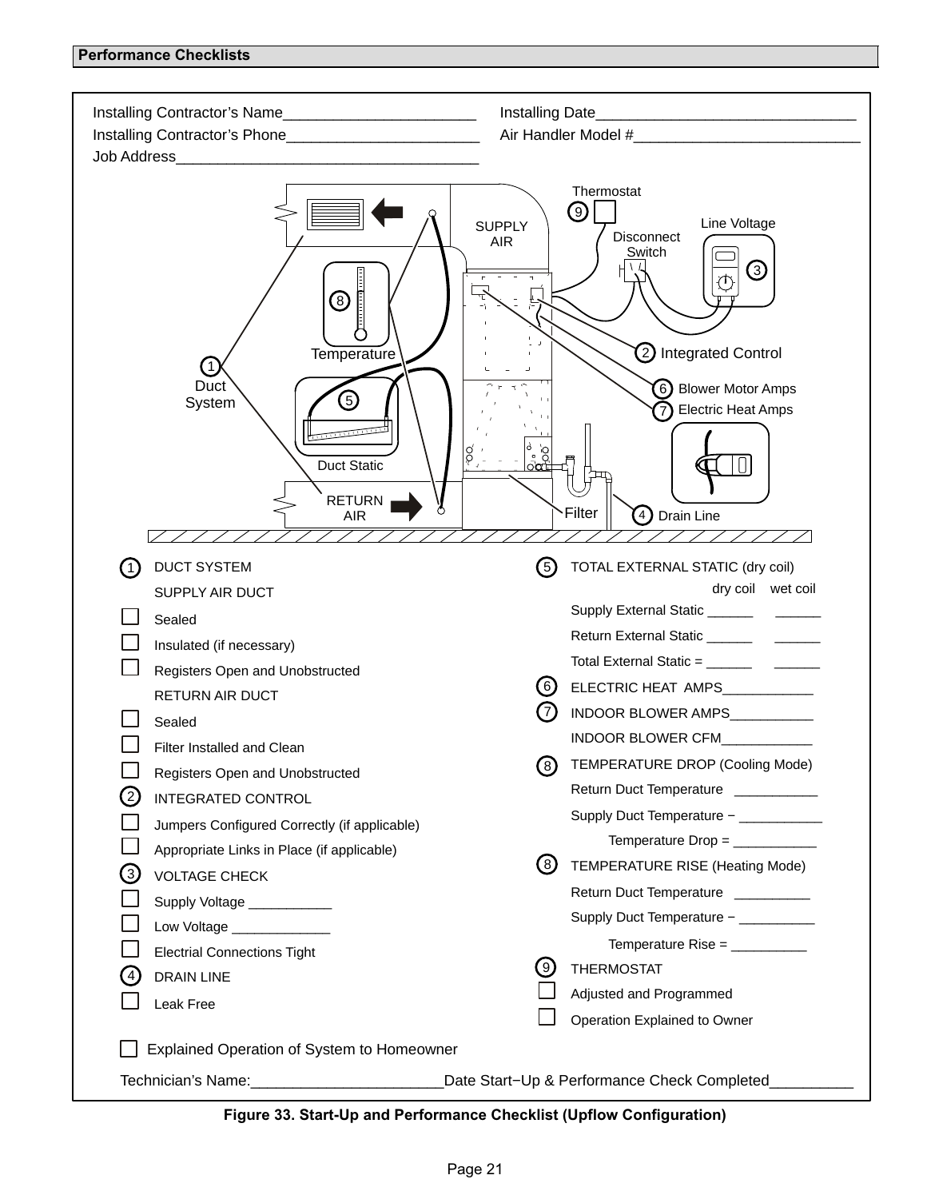## Performance Checklists

Installing Contractor's Name_______________________ Installing Date_______________________________

Installing Contractor's Phone_______________________ Air Handler Model #___________________________

Job Address___________________________________

Thermostat

9

Line Voltage

Disconnect Switch

SUPPLY AIR

3

8

Temperature

2 Integrated Control

1 Duct System

6 Blower Motor Amps

7 Electric Heat Amps

5

Duct Static

RETURN AIR

Filter

4 Drain Line

1 DUCT SYSTEM

SUPPLY AIR DUCT

- ☐ Sealed
- ☐ Insulated (if necessary)
- ☐ Registers Open and Unobstructed

RETURN AIR DUCT

- ☐ Sealed
- ☐ Filter Installed and Clean
- ☐ Registers Open and Unobstructed

2 INTEGRATED CONTROL

- ☐ Jumpers Configured Correctly (if applicable)
- ☐ Appropriate Links in Place (if applicable)

3 VOLTAGE CHECK

- ☐ Supply Voltage ___________
- ☐ Low Voltage _____________
- ☐ Electrial Connections Tight

4 DRAIN LINE

- ☐ Leak Free

5 TOTAL EXTERNAL STATIC (dry coil)

| | dry coil | wet coil |
|---|---|---|
| Supply External Static | ______ | ______ |
| Return External Static | ______ | ______ |
| Total External Static = | ______ | ______ |

6 ELECTRIC HEAT AMPS____________

7 INDOOR BLOWER AMPS___________

INDOOR BLOWER CFM____________

8 TEMPERATURE DROP (Cooling Mode)

Return Duct Temperature ___________

Supply Duct Temperature − ___________

Temperature Drop = ___________

8 TEMPERATURE RISE (Heating Mode)

Return Duct Temperature __________

Supply Duct Temperature − __________

Temperature Rise = __________

9 THERMOSTAT

- ☐ Adjusted and Programmed
- ☐ Operation Explained to Owner

☐ Explained Operation of System to Homeowner

Technician's Name:_______________________Date Start−Up & Performance Check Completed__________

**Figure 33. Start-Up and Performance Checklist (Upflow Configuration)**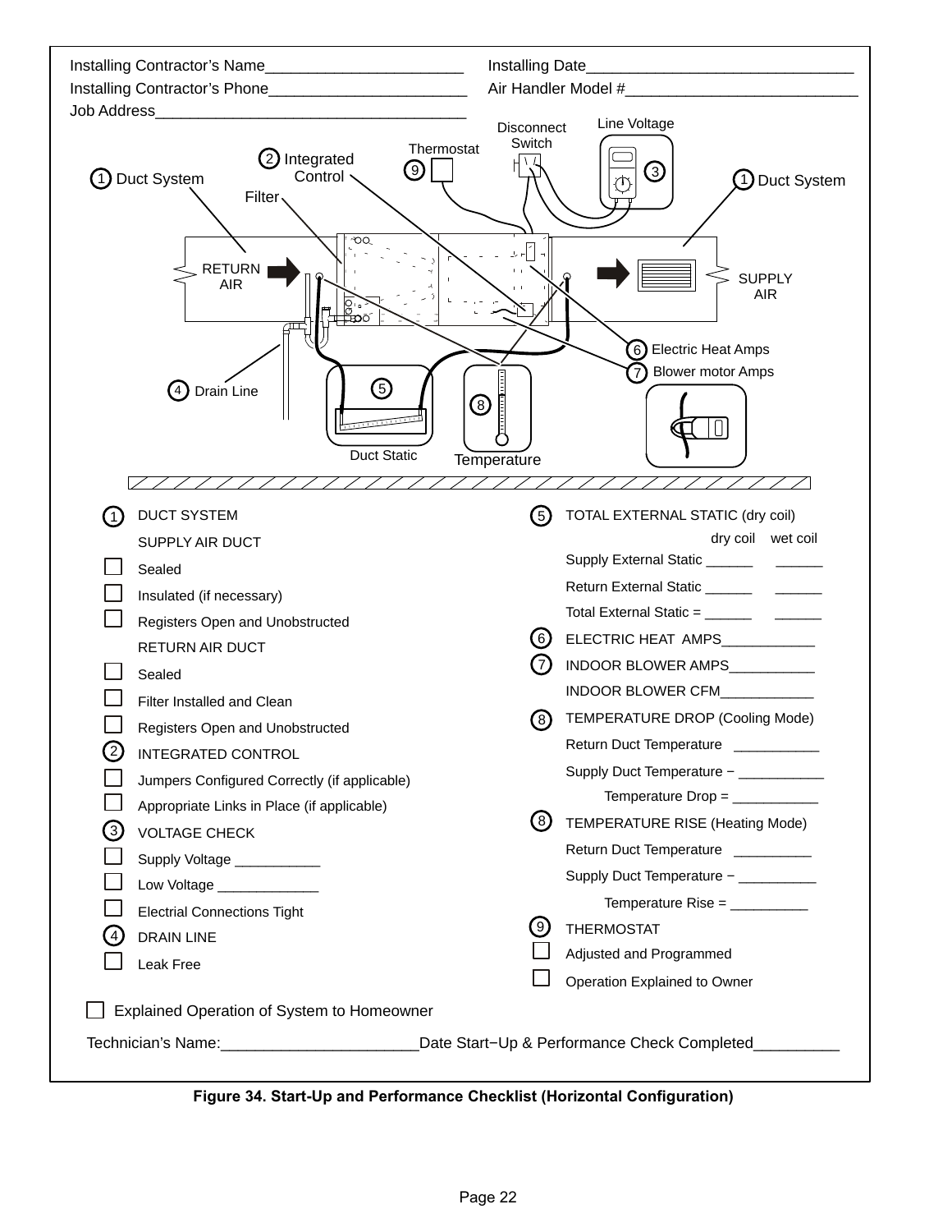Installing Contractor's Name________________________ Installing Date________________________________

Installing Contractor's Phone________________________ Air Handler Model #____________________________

Job Address_____________________________________

Disconnect Switch

Line Voltage

Thermostat

2 Integrated Control

9

3

1 Duct System

1 Duct System

Filter

RETURN AIR

SUPPLY AIR

6 Electric Heat Amps

7 Blower motor Amps

4 Drain Line

5

8

Duct Static

Temperature

1 DUCT SYSTEM

SUPPLY AIR DUCT

- ☐ Sealed
- ☐ Insulated (if necessary)
- ☐ Registers Open and Unobstructed

RETURN AIR DUCT

- ☐ Sealed
- ☐ Filter Installed and Clean
- ☐ Registers Open and Unobstructed

2 INTEGRATED CONTROL

- ☐ Jumpers Configured Correctly (if applicable)
- ☐ Appropriate Links in Place (if applicable)

3 VOLTAGE CHECK

- ☐ Supply Voltage ___________
- ☐ Low Voltage _____________
- ☐ Electrial Connections Tight

4 DRAIN LINE

- ☐ Leak Free

5 TOTAL EXTERNAL STATIC (dry coil)

| | dry coil | wet coil |
|---|---|---|
| Supply External Static | ______ | ______ |
| Return External Static | ______ | ______ |
| Total External Static = | ______ | ______ |

6 ELECTRIC HEAT AMPS____________

7 INDOOR BLOWER AMPS___________

INDOOR BLOWER CFM____________

8 TEMPERATURE DROP (Cooling Mode)

Return Duct Temperature ___________

Supply Duct Temperature − ___________

Temperature Drop = ___________

8 TEMPERATURE RISE (Heating Mode)

Return Duct Temperature __________

Supply Duct Temperature − __________

Temperature Rise = __________

9 THERMOSTAT

- ☐ Adjusted and Programmed
- ☐ Operation Explained to Owner

☐ Explained Operation of System to Homeowner

Technician's Name:_______________________Date Start−Up & Performance Check Completed__________

**Figure 34. Start-Up and Performance Checklist (Horizontal Configuration)**